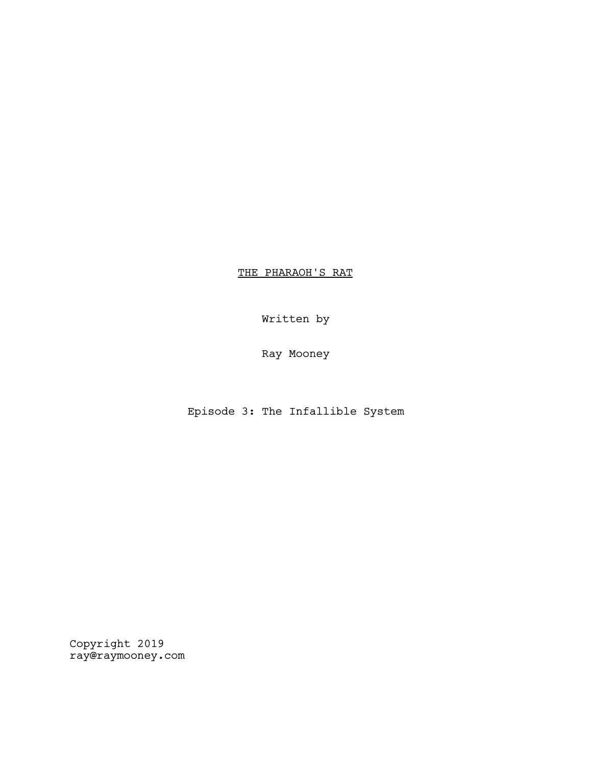# THE PHARAOH'S RAT

Written by

Ray Mooney

Episode 3: The Infallible System

Copyright 2019
ray@raymooney.com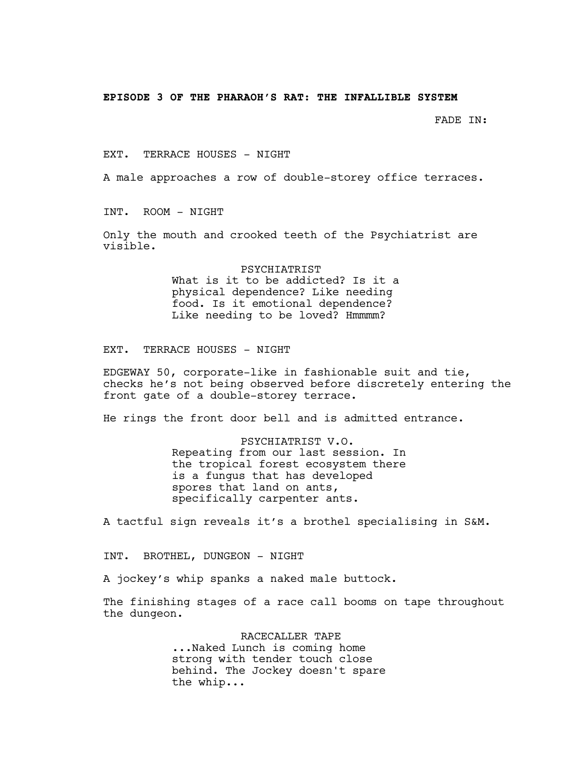**EPISODE 3 OF THE PHARAOH'S RAT: THE INFALLIBLE SYSTEM**

FADE IN:

EXT. TERRACE HOUSES - NIGHT

A male approaches a row of double-storey office terraces.

INT. ROOM - NIGHT

Only the mouth and crooked teeth of the Psychiatrist are visible.

PSYCHIATRIST
What is it to be addicted? Is it a physical dependence? Like needing food. Is it emotional dependence? Like needing to be loved? Hmmmm?

EXT. TERRACE HOUSES - NIGHT

EDGEWAY 50, corporate-like in fashionable suit and tie, checks he's not being observed before discretely entering the front gate of a double-storey terrace.

He rings the front door bell and is admitted entrance.

PSYCHIATRIST V.O.
Repeating from our last session. In the tropical forest ecosystem there is a fungus that has developed spores that land on ants, specifically carpenter ants.

A tactful sign reveals it's a brothel specialising in S&M.

INT. BROTHEL, DUNGEON - NIGHT

A jockey's whip spanks a naked male buttock.

The finishing stages of a race call booms on tape throughout the dungeon.

RACECALLER TAPE
...Naked Lunch is coming home strong with tender touch close behind. The Jockey doesn't spare the whip...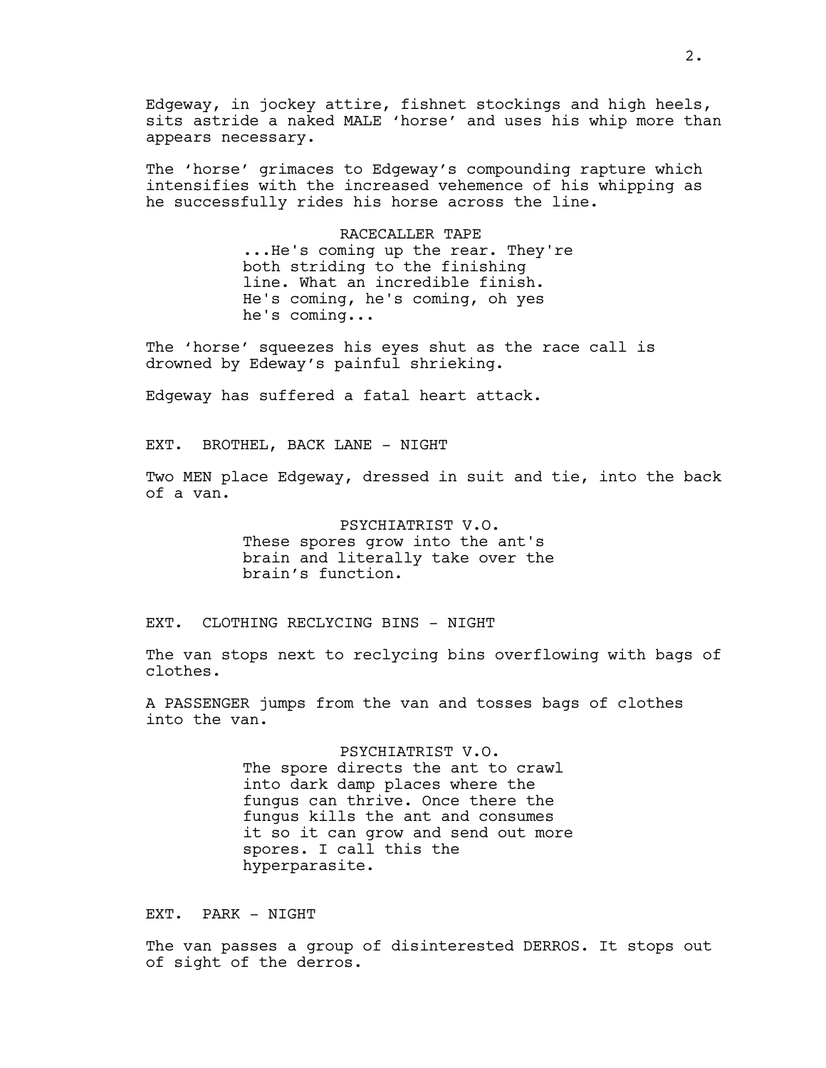Edgeway, in jockey attire, fishnet stockings and high heels, sits astride a naked MALE 'horse' and uses his whip more than appears necessary.

The 'horse' grimaces to Edgeway's compounding rapture which intensifies with the increased vehemence of his whipping as he successfully rides his horse across the line.

RACECALLER TAPE
...He's coming up the rear. They're both striding to the finishing line. What an incredible finish. He's coming, he's coming, oh yes he's coming...

The 'horse' squeezes his eyes shut as the race call is drowned by Edeway's painful shrieking.

Edgeway has suffered a fatal heart attack.

EXT. BROTHEL, BACK LANE - NIGHT

Two MEN place Edgeway, dressed in suit and tie, into the back of a van.

PSYCHIATRIST V.O.
These spores grow into the ant's brain and literally take over the brain's function.

EXT. CLOTHING RECLYCING BINS - NIGHT

The van stops next to reclycing bins overflowing with bags of clothes.

A PASSENGER jumps from the van and tosses bags of clothes into the van.

PSYCHIATRIST V.O.
The spore directs the ant to crawl into dark damp places where the fungus can thrive. Once there the fungus kills the ant and consumes it so it can grow and send out more spores. I call this the hyperparasite.

EXT. PARK - NIGHT

The van passes a group of disinterested DERROS. It stops out of sight of the derros.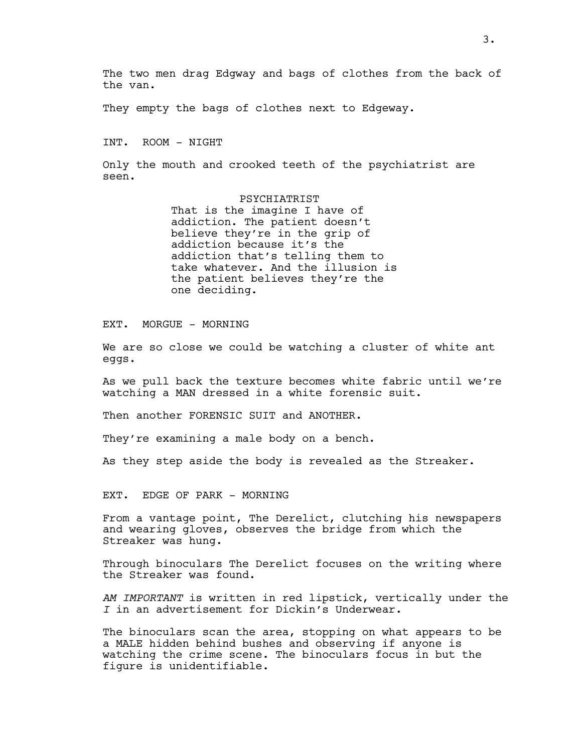The two men drag Edgway and bags of clothes from the back of the van.

They empty the bags of clothes next to Edgeway.

INT. ROOM - NIGHT

Only the mouth and crooked teeth of the psychiatrist are seen.

PSYCHIATRIST
That is the imagine I have of addiction. The patient doesn't believe they're in the grip of addiction because it's the addiction that's telling them to take whatever. And the illusion is the patient believes they're the one deciding.

EXT. MORGUE - MORNING

We are so close we could be watching a cluster of white ant eggs.

As we pull back the texture becomes white fabric until we're watching a MAN dressed in a white forensic suit.

Then another FORENSIC SUIT and ANOTHER.

They're examining a male body on a bench.

As they step aside the body is revealed as the Streaker.

EXT. EDGE OF PARK - MORNING

From a vantage point, The Derelict, clutching his newspapers and wearing gloves, observes the bridge from which the Streaker was hung.

Through binoculars The Derelict focuses on the writing where the Streaker was found.

*AM IMPORTANT* is written in red lipstick, vertically under the *I* in an advertisement for Dickin's Underwear.

The binoculars scan the area, stopping on what appears to be a MALE hidden behind bushes and observing if anyone is watching the crime scene. The binoculars focus in but the figure is unidentifiable.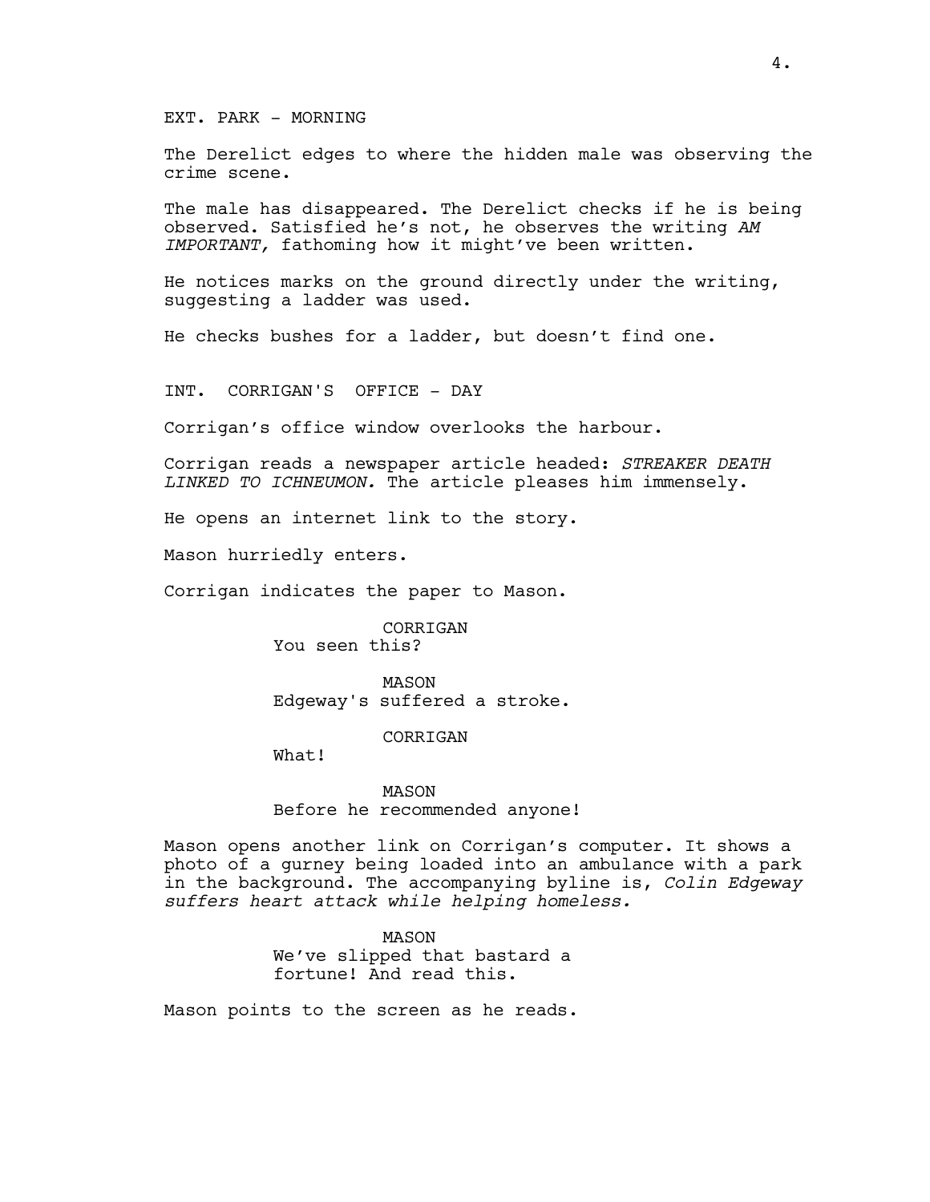EXT. PARK - MORNING

The Derelict edges to where the hidden male was observing the crime scene.

The male has disappeared. The Derelict checks if he is being observed. Satisfied he's not, he observes the writing *AM IMPORTANT,* fathoming how it might've been written.

He notices marks on the ground directly under the writing, suggesting a ladder was used.

He checks bushes for a ladder, but doesn't find one.

INT. CORRIGAN'S OFFICE - DAY

Corrigan's office window overlooks the harbour.

Corrigan reads a newspaper article headed: *STREAKER DEATH LINKED TO ICHNEUMON.* The article pleases him immensely.

He opens an internet link to the story.

Mason hurriedly enters.

Corrigan indicates the paper to Mason.

CORRIGAN
You seen this?

MASON
Edgeway's suffered a stroke.

CORRIGAN
What!

MASON
Before he recommended anyone!

Mason opens another link on Corrigan's computer. It shows a photo of a gurney being loaded into an ambulance with a park in the background. The accompanying byline is, *Colin Edgeway suffers heart attack while helping homeless.*

MASON
We've slipped that bastard a fortune! And read this.

Mason points to the screen as he reads.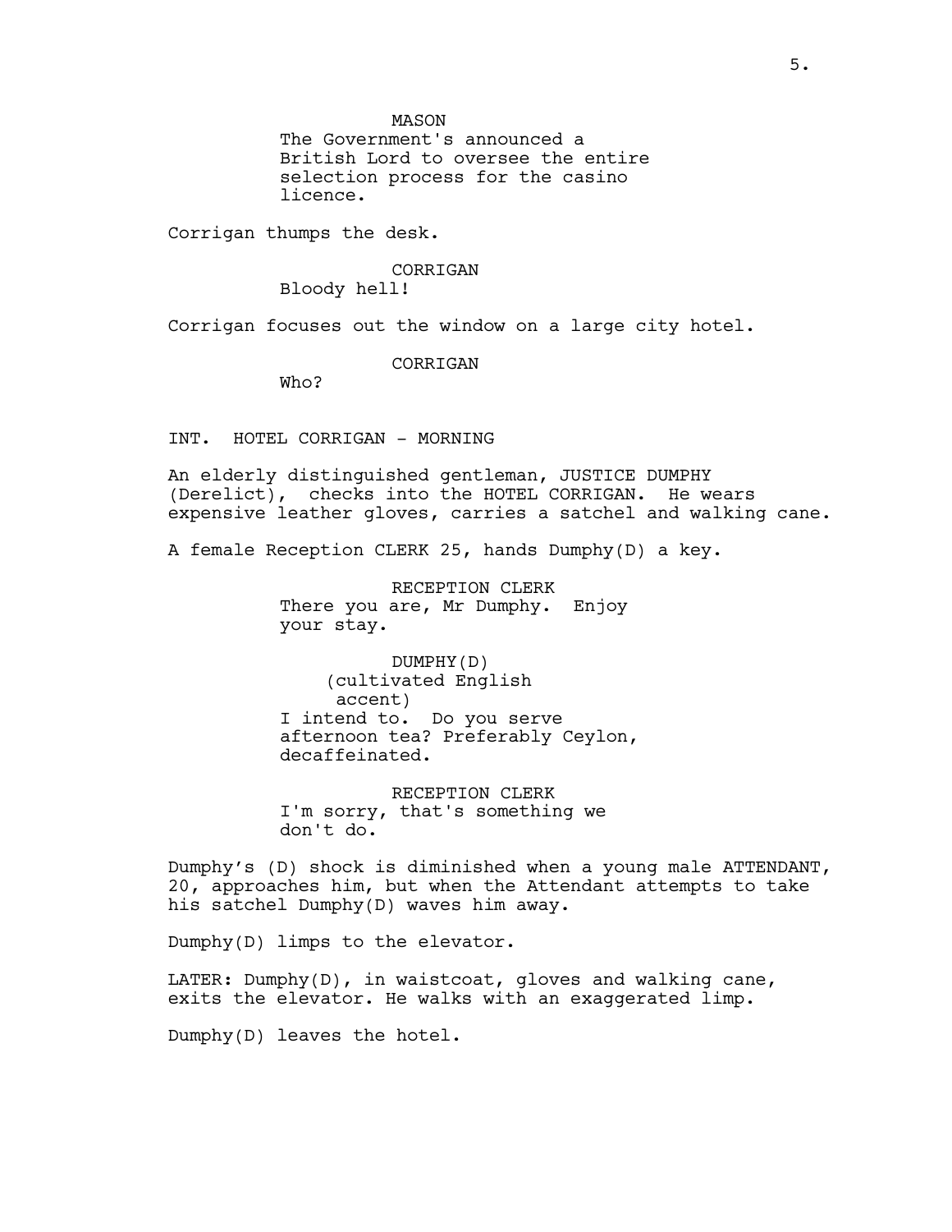MASON
The Government's announced a British Lord to oversee the entire selection process for the casino licence.

Corrigan thumps the desk.

CORRIGAN
Bloody hell!

Corrigan focuses out the window on a large city hotel.

CORRIGAN
Who?

INT. HOTEL CORRIGAN - MORNING

An elderly distinguished gentleman, JUSTICE DUMPHY (Derelict), checks into the HOTEL CORRIGAN. He wears expensive leather gloves, carries a satchel and walking cane.

A female Reception CLERK 25, hands Dumphy(D) a key.

RECEPTION CLERK
There you are, Mr Dumphy. Enjoy your stay.

DUMPHY(D)
(cultivated English accent)
I intend to. Do you serve afternoon tea? Preferably Ceylon, decaffeinated.

RECEPTION CLERK
I'm sorry, that's something we don't do.

Dumphy's (D) shock is diminished when a young male ATTENDANT, 20, approaches him, but when the Attendant attempts to take his satchel Dumphy(D) waves him away.

Dumphy(D) limps to the elevator.

LATER: Dumphy(D), in waistcoat, gloves and walking cane, exits the elevator. He walks with an exaggerated limp.

Dumphy(D) leaves the hotel.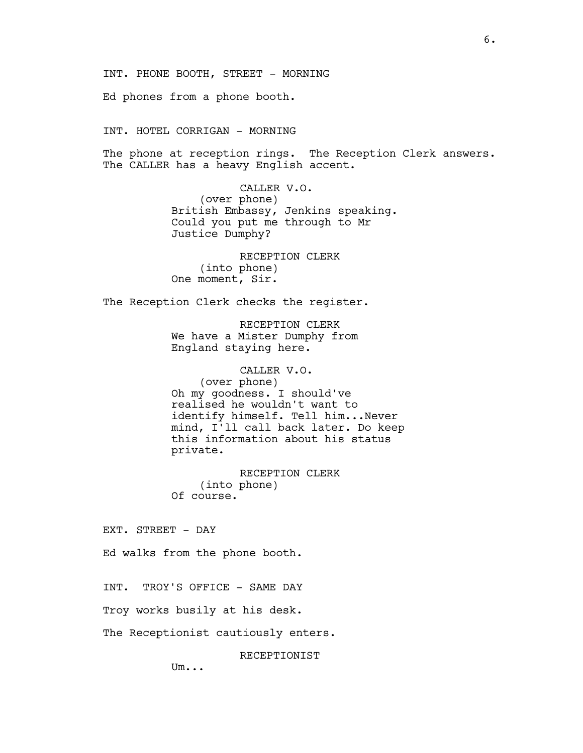INT. PHONE BOOTH, STREET - MORNING

Ed phones from a phone booth.

INT. HOTEL CORRIGAN - MORNING

The phone at reception rings. The Reception Clerk answers. The CALLER has a heavy English accent.

CALLER V.O.
(over phone)
British Embassy, Jenkins speaking. Could you put me through to Mr Justice Dumphy?

RECEPTION CLERK
(into phone)
One moment, Sir.

The Reception Clerk checks the register.

RECEPTION CLERK
We have a Mister Dumphy from England staying here.

CALLER V.O.
(over phone)
Oh my goodness. I should've realised he wouldn't want to identify himself. Tell him...Never mind, I'll call back later. Do keep this information about his status private.

RECEPTION CLERK
(into phone)
Of course.

EXT. STREET - DAY

Ed walks from the phone booth.

INT. TROY'S OFFICE - SAME DAY

Troy works busily at his desk.

The Receptionist cautiously enters.

RECEPTIONIST
Um...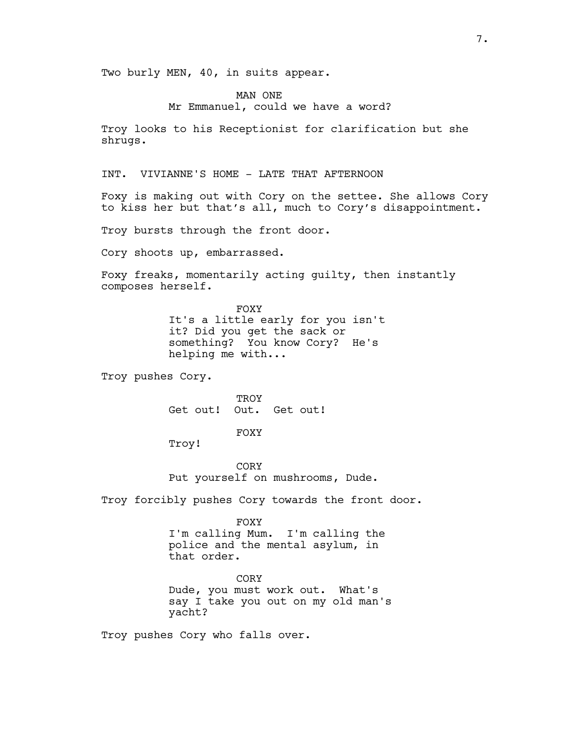Two burly MEN, 40, in suits appear.

MAN ONE
Mr Emmanuel, could we have a word?

Troy looks to his Receptionist for clarification but she shrugs.

INT. VIVIANNE'S HOME - LATE THAT AFTERNOON

Foxy is making out with Cory on the settee. She allows Cory to kiss her but that's all, much to Cory's disappointment.

Troy bursts through the front door.

Cory shoots up, embarrassed.

Foxy freaks, momentarily acting guilty, then instantly composes herself.

FOXY
It's a little early for you isn't it? Did you get the sack or something? You know Cory? He's helping me with...

Troy pushes Cory.

TROY
Get out! Out. Get out!

FOXY
Troy!

CORY
Put yourself on mushrooms, Dude.

Troy forcibly pushes Cory towards the front door.

FOXY
I'm calling Mum. I'm calling the police and the mental asylum, in that order.

CORY
Dude, you must work out. What's say I take you out on my old man's yacht?

Troy pushes Cory who falls over.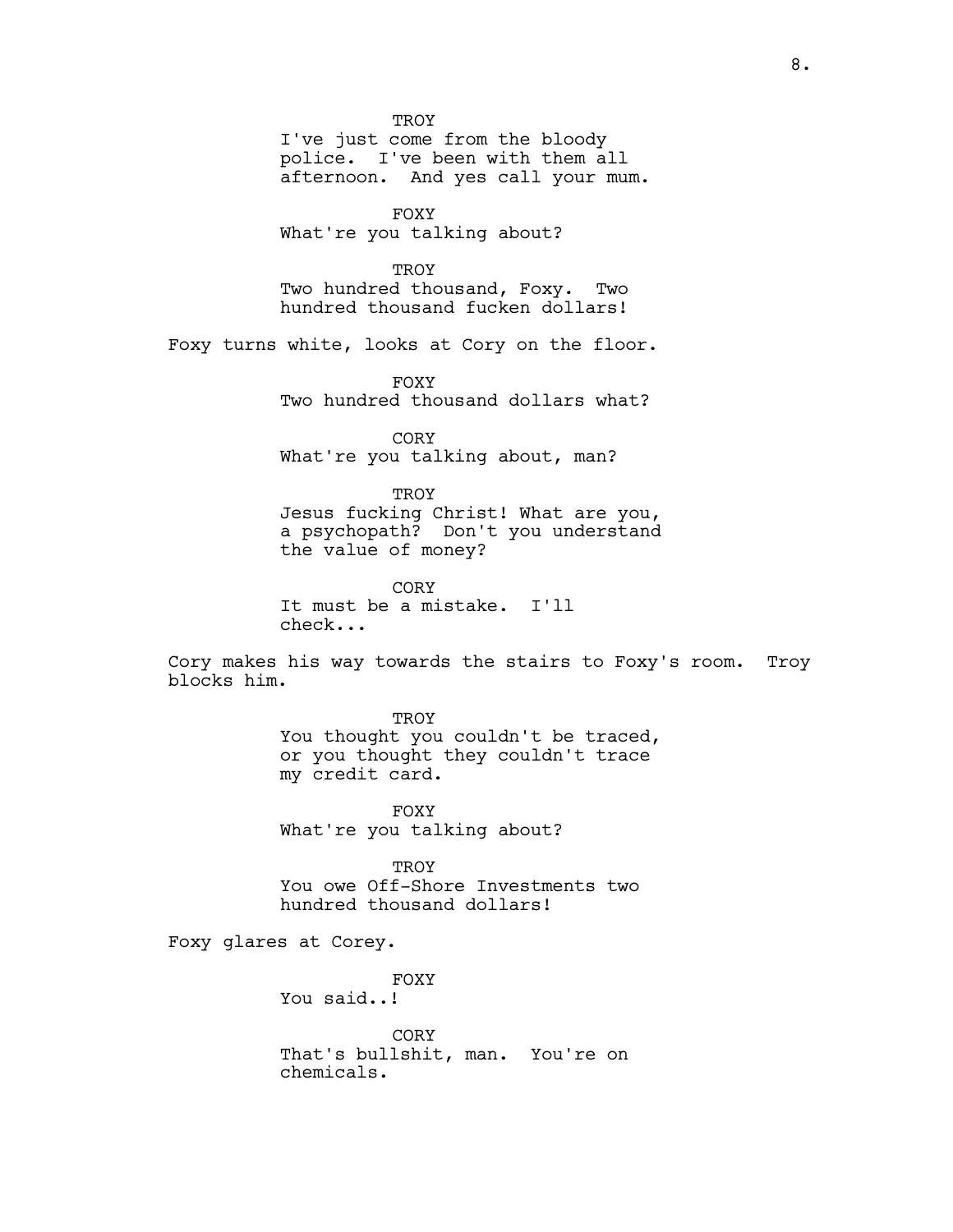TROY
I've just come from the bloody police. I've been with them all afternoon. And yes call your mum.

FOXY
What're you talking about?

TROY
Two hundred thousand, Foxy. Two hundred thousand fucken dollars!

Foxy turns white, looks at Cory on the floor.

FOXY
Two hundred thousand dollars what?

CORY
What're you talking about, man?

TROY
Jesus fucking Christ! What are you, a psychopath? Don't you understand the value of money?

CORY
It must be a mistake. I'll check...

Cory makes his way towards the stairs to Foxy's room. Troy blocks him.

TROY
You thought you couldn't be traced, or you thought they couldn't trace my credit card.

FOXY
What're you talking about?

TROY
You owe Off-Shore Investments two hundred thousand dollars!

Foxy glares at Corey.

FOXY
You said..!

CORY
That's bullshit, man. You're on chemicals.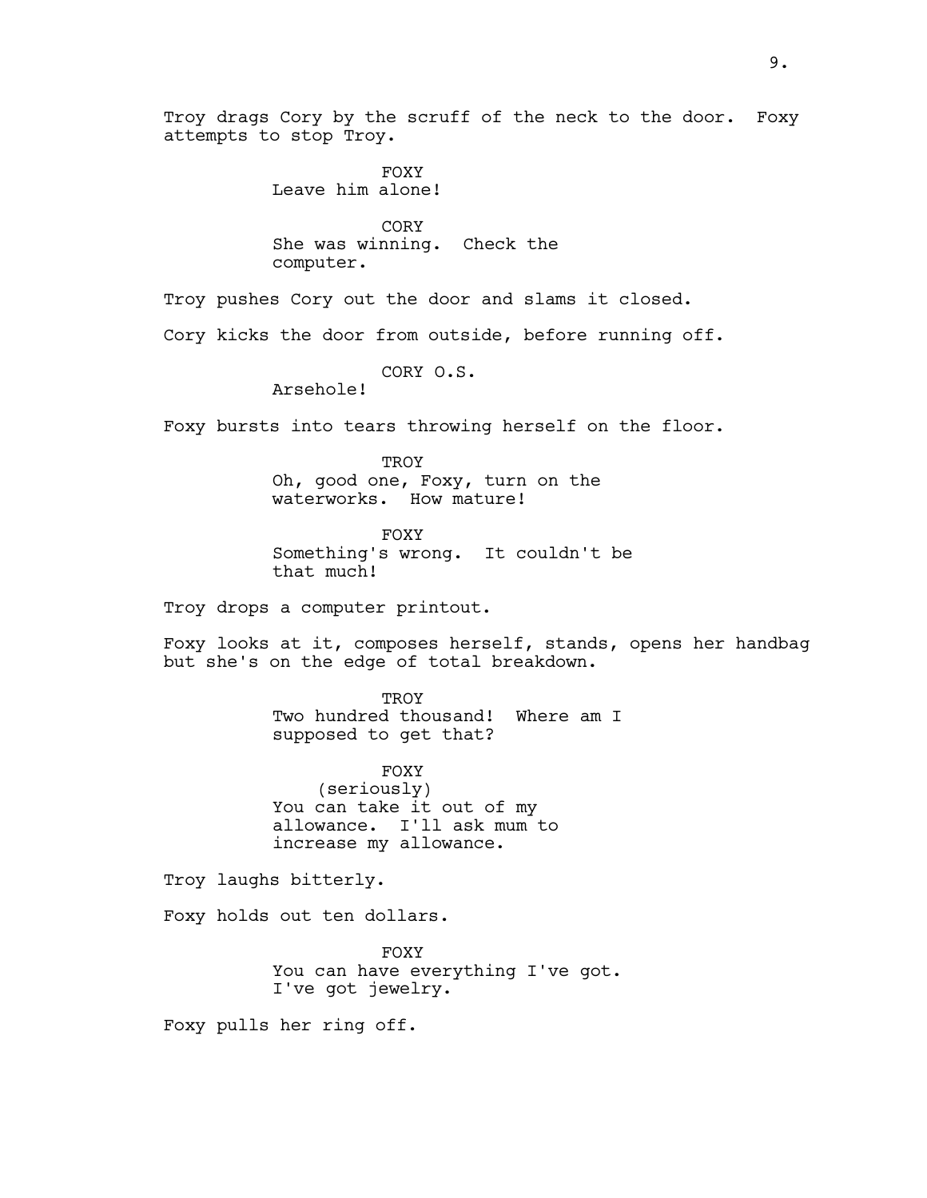Troy drags Cory by the scruff of the neck to the door. Foxy attempts to stop Troy.

FOXY
Leave him alone!

CORY
She was winning. Check the computer.

Troy pushes Cory out the door and slams it closed.

Cory kicks the door from outside, before running off.

CORY O.S.
Arsehole!

Foxy bursts into tears throwing herself on the floor.

TROY
Oh, good one, Foxy, turn on the waterworks. How mature!

FOXY
Something's wrong. It couldn't be that much!

Troy drops a computer printout.

Foxy looks at it, composes herself, stands, opens her handbag but she's on the edge of total breakdown.

TROY
Two hundred thousand! Where am I supposed to get that?

FOXY
(seriously)
You can take it out of my allowance. I'll ask mum to increase my allowance.

Troy laughs bitterly.

Foxy holds out ten dollars.

FOXY
You can have everything I've got. I've got jewelry.

Foxy pulls her ring off.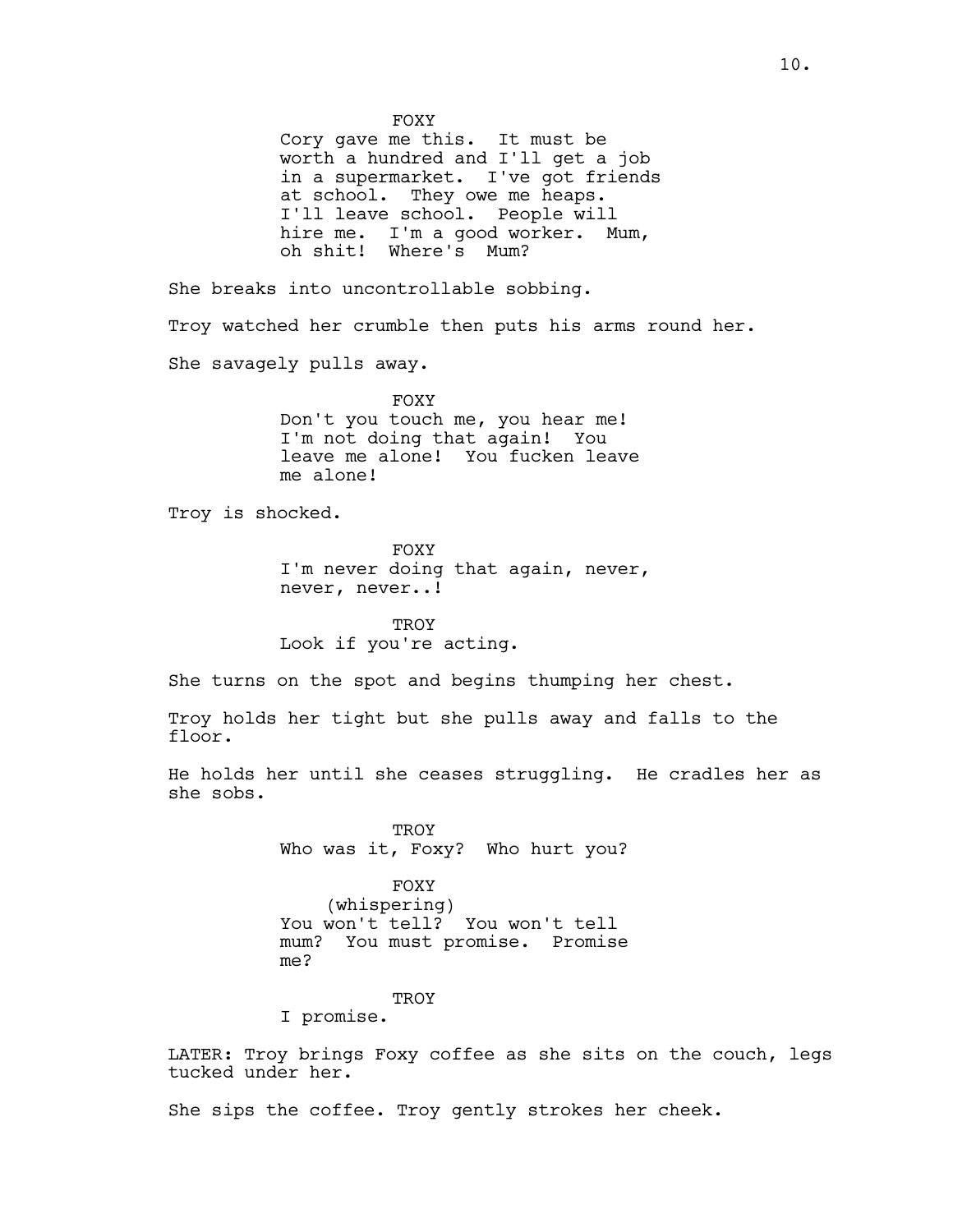FOXY
Cory gave me this. It must be worth a hundred and I'll get a job in a supermarket. I've got friends at school. They owe me heaps. I'll leave school. People will hire me. I'm a good worker. Mum, oh shit! Where's Mum?

She breaks into uncontrollable sobbing.

Troy watched her crumble then puts his arms round her.

She savagely pulls away.

FOXY
Don't you touch me, you hear me! I'm not doing that again! You leave me alone! You fucken leave me alone!

Troy is shocked.

FOXY
I'm never doing that again, never, never, never..!

TROY
Look if you're acting.

She turns on the spot and begins thumping her chest.

Troy holds her tight but she pulls away and falls to the floor.

He holds her until she ceases struggling. He cradles her as she sobs.

TROY
Who was it, Foxy? Who hurt you?

FOXY
(whispering)
You won't tell? You won't tell mum? You must promise. Promise me?

TROY
I promise.

LATER: Troy brings Foxy coffee as she sits on the couch, legs tucked under her.

She sips the coffee. Troy gently strokes her cheek.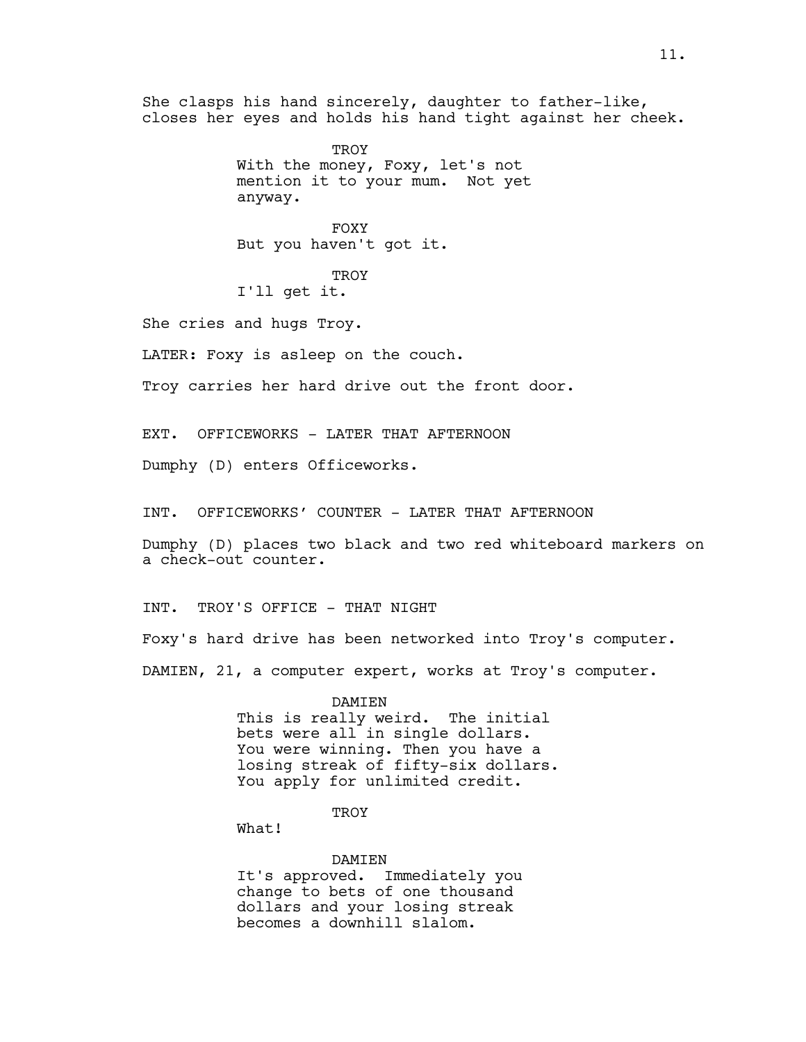She clasps his hand sincerely, daughter to father-like, closes her eyes and holds his hand tight against her cheek.

TROY
With the money, Foxy, let's not mention it to your mum. Not yet anyway.

FOXY
But you haven't got it.

TROY
I'll get it.

She cries and hugs Troy.

LATER: Foxy is asleep on the couch.

Troy carries her hard drive out the front door.

EXT. OFFICEWORKS - LATER THAT AFTERNOON

Dumphy (D) enters Officeworks.

INT. OFFICEWORKS' COUNTER - LATER THAT AFTERNOON

Dumphy (D) places two black and two red whiteboard markers on a check-out counter.

INT. TROY'S OFFICE - THAT NIGHT

Foxy's hard drive has been networked into Troy's computer.

DAMIEN, 21, a computer expert, works at Troy's computer.

DAMIEN
This is really weird. The initial bets were all in single dollars. You were winning. Then you have a losing streak of fifty-six dollars. You apply for unlimited credit.

TROY
What!

DAMIEN
It's approved. Immediately you change to bets of one thousand dollars and your losing streak becomes a downhill slalom.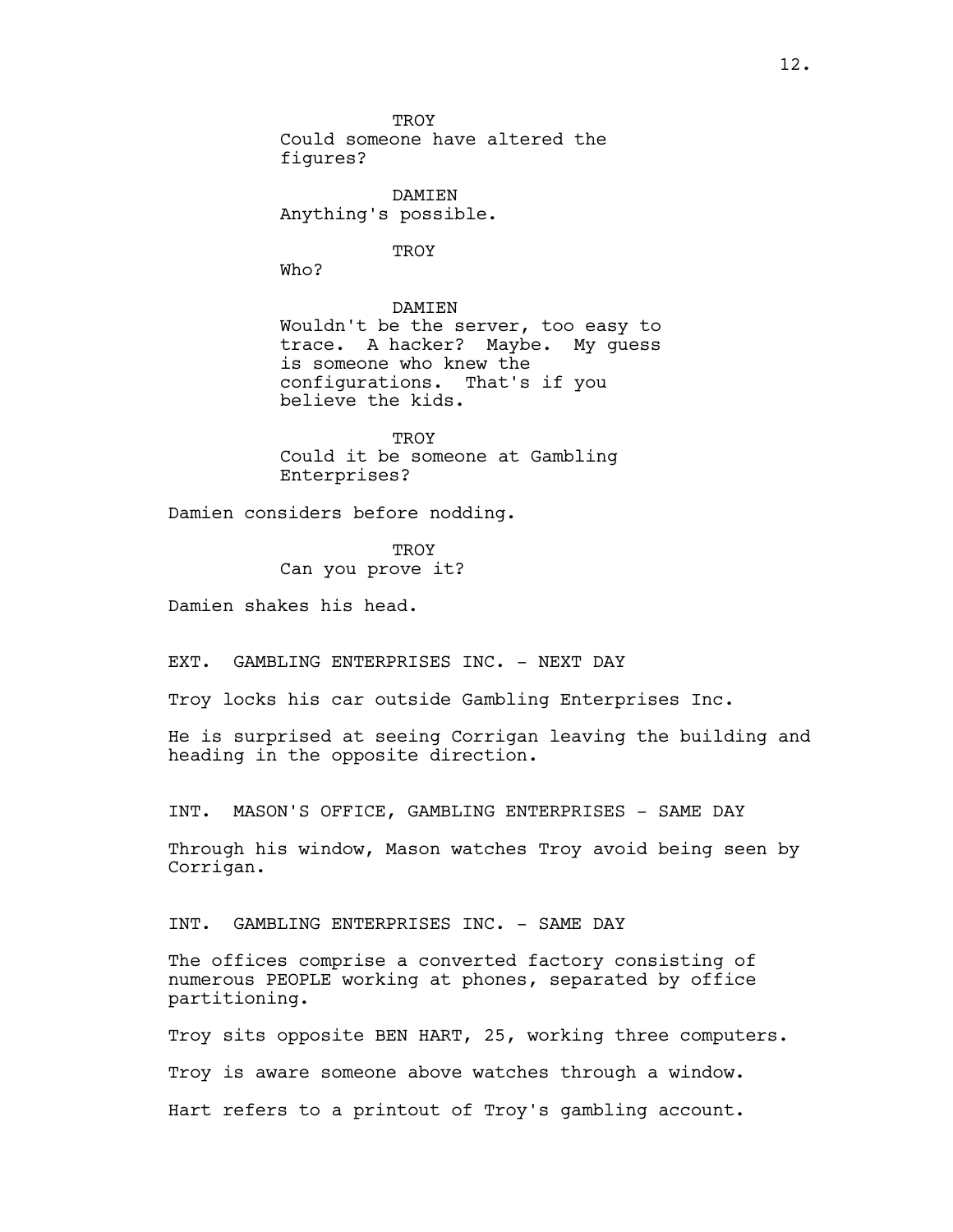TROY
Could someone have altered the figures?

DAMIEN
Anything's possible.

TROY
Who?

DAMIEN
Wouldn't be the server, too easy to trace. A hacker? Maybe. My guess is someone who knew the configurations. That's if you believe the kids.

TROY
Could it be someone at Gambling Enterprises?

Damien considers before nodding.

TROY
Can you prove it?

Damien shakes his head.

EXT. GAMBLING ENTERPRISES INC. - NEXT DAY

Troy locks his car outside Gambling Enterprises Inc.

He is surprised at seeing Corrigan leaving the building and heading in the opposite direction.

INT. MASON'S OFFICE, GAMBLING ENTERPRISES - SAME DAY

Through his window, Mason watches Troy avoid being seen by Corrigan.

INT. GAMBLING ENTERPRISES INC. - SAME DAY

The offices comprise a converted factory consisting of numerous PEOPLE working at phones, separated by office partitioning.

Troy sits opposite BEN HART, 25, working three computers.

Troy is aware someone above watches through a window.

Hart refers to a printout of Troy's gambling account.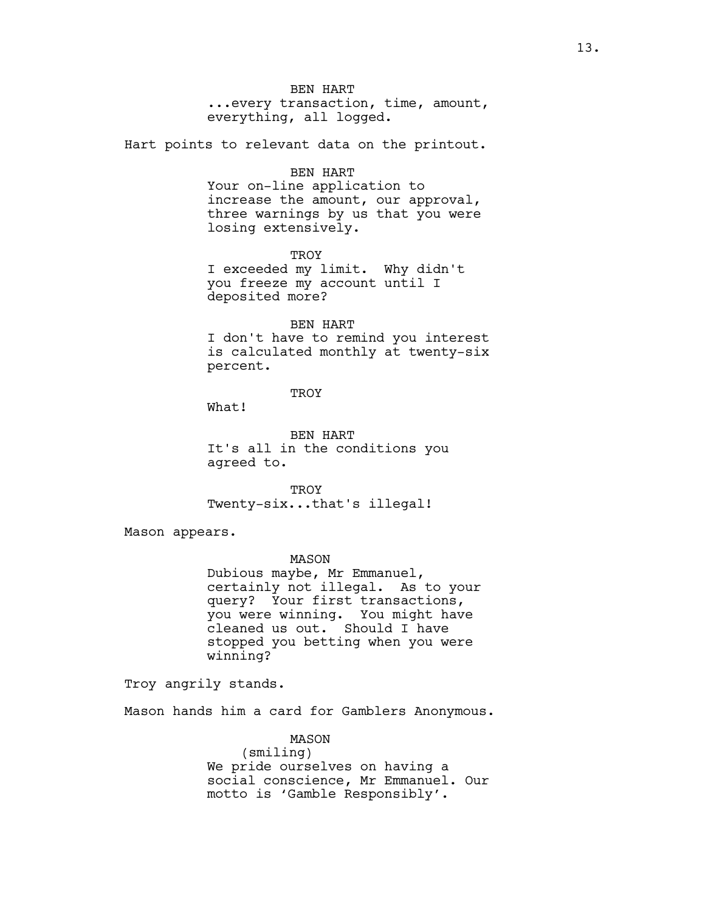BEN HART

...every transaction, time, amount, everything, all logged.

Hart points to relevant data on the printout.

BEN HART

Your on-line application to increase the amount, our approval, three warnings by us that you were losing extensively.

TROY

I exceeded my limit. Why didn't you freeze my account until I deposited more?

BEN HART

I don't have to remind you interest is calculated monthly at twenty-six percent.

TROY

What!

BEN HART

It's all in the conditions you agreed to.

TROY

Twenty-six...that's illegal!

Mason appears.

MASON

Dubious maybe, Mr Emmanuel, certainly not illegal. As to your query? Your first transactions, you were winning. You might have cleaned us out. Should I have stopped you betting when you were winning?

Troy angrily stands.

Mason hands him a card for Gamblers Anonymous.

MASON

(smiling)

We pride ourselves on having a social conscience, Mr Emmanuel. Our motto is 'Gamble Responsibly'.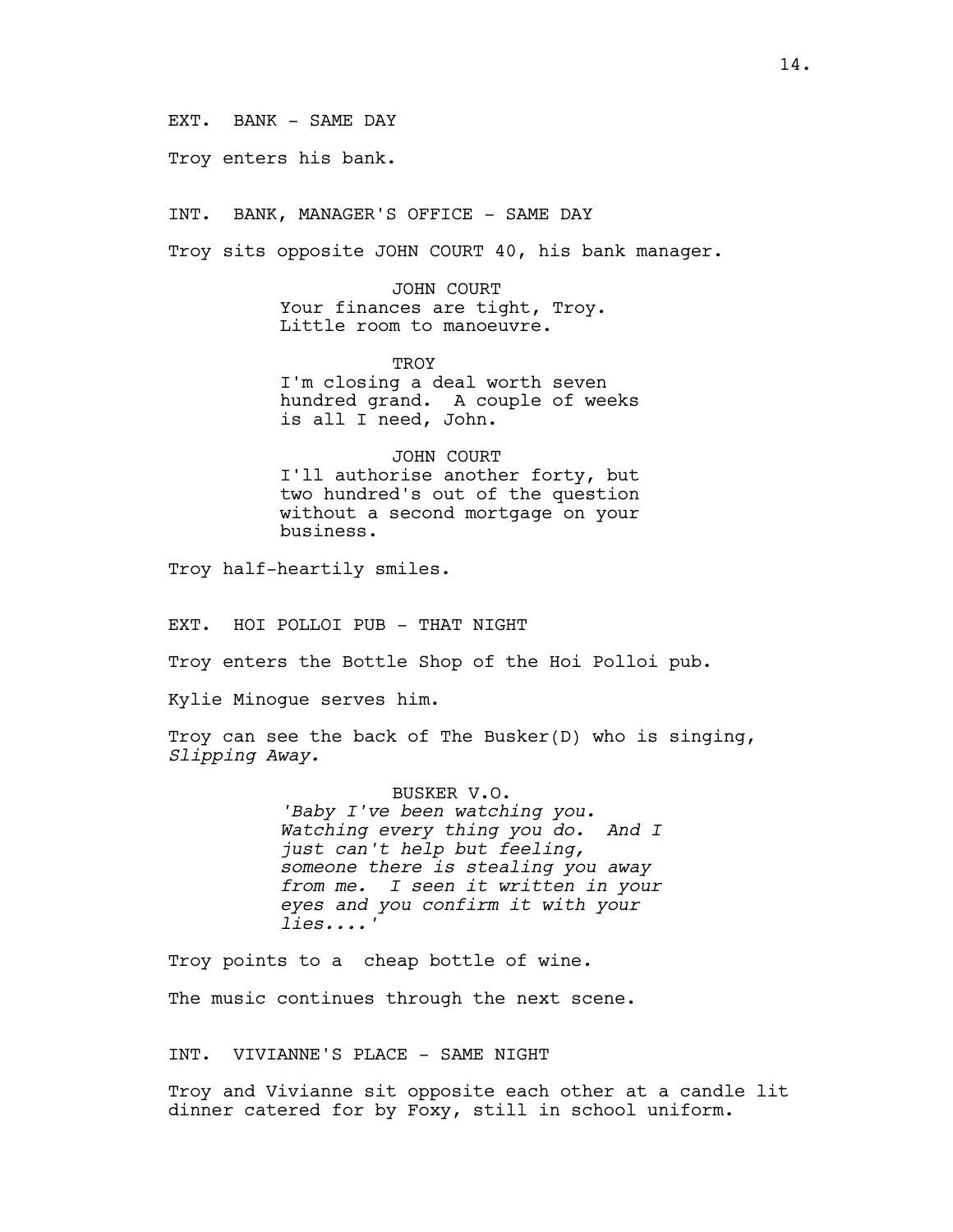EXT. BANK - SAME DAY

Troy enters his bank.

INT. BANK, MANAGER'S OFFICE - SAME DAY

Troy sits opposite JOHN COURT 40, his bank manager.

JOHN COURT
Your finances are tight, Troy. Little room to manoeuvre.

TROY
I'm closing a deal worth seven hundred grand. A couple of weeks is all I need, John.

JOHN COURT
I'll authorise another forty, but two hundred's out of the question without a second mortgage on your business.

Troy half-heartily smiles.

EXT. HOI POLLOI PUB - THAT NIGHT

Troy enters the Bottle Shop of the Hoi Polloi pub.

Kylie Minogue serves him.

Troy can see the back of The Busker(D) who is singing, *Slipping Away.*

BUSKER V.O.
*'Baby I've been watching you. Watching every thing you do. And I just can't help but feeling, someone there is stealing you away from me. I seen it written in your eyes and you confirm it with your lies....'*

Troy points to a cheap bottle of wine.

The music continues through the next scene.

INT. VIVIANNE'S PLACE - SAME NIGHT

Troy and Vivianne sit opposite each other at a candle lit dinner catered for by Foxy, still in school uniform.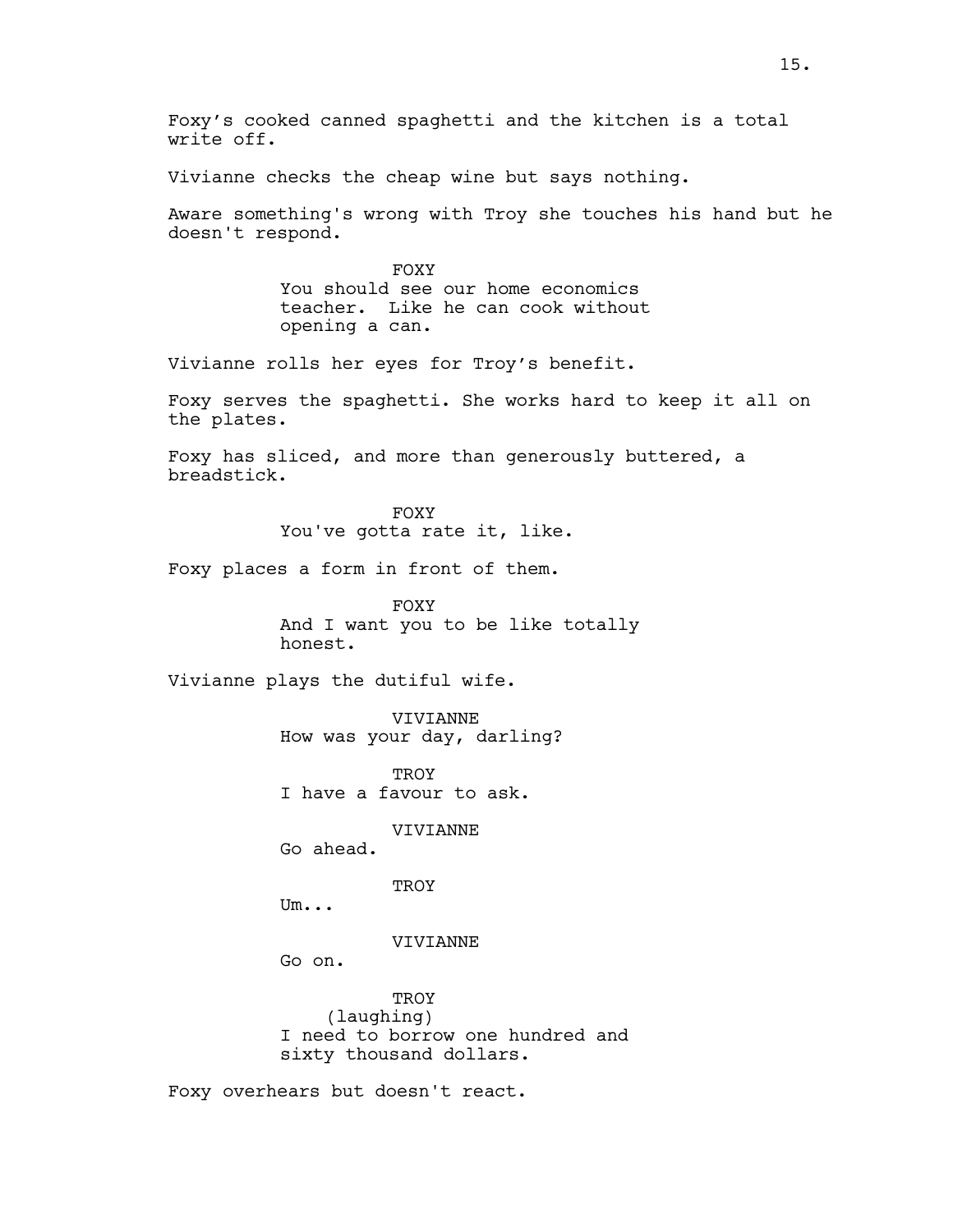Foxy’s cooked canned spaghetti and the kitchen is a total write off.

Vivianne checks the cheap wine but says nothing.

Aware something's wrong with Troy she touches his hand but he doesn't respond.

FOXY
You should see our home economics teacher. Like he can cook without opening a can.

Vivianne rolls her eyes for Troy’s benefit.

Foxy serves the spaghetti. She works hard to keep it all on the plates.

Foxy has sliced, and more than generously buttered, a breadstick.

FOXY
You've gotta rate it, like.

Foxy places a form in front of them.

FOXY
And I want you to be like totally honest.

Vivianne plays the dutiful wife.

VIVIANNE
How was your day, darling?

TROY
I have a favour to ask.

VIVIANNE
Go ahead.

TROY
Um...

VIVIANNE
Go on.

TROY
(laughing)
I need to borrow one hundred and sixty thousand dollars.

Foxy overhears but doesn't react.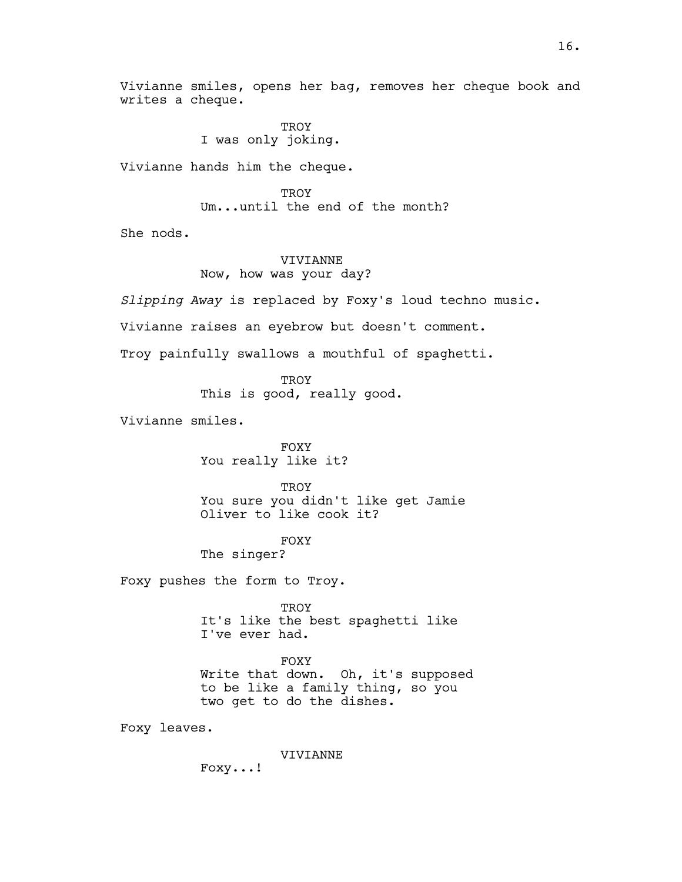Vivianne smiles, opens her bag, removes her cheque book and writes a cheque.

TROY
I was only joking.

Vivianne hands him the cheque.

TROY
Um...until the end of the month?

She nods.

VIVIANNE
Now, how was your day?

*Slipping Away* is replaced by Foxy's loud techno music.

Vivianne raises an eyebrow but doesn't comment.

Troy painfully swallows a mouthful of spaghetti.

TROY
This is good, really good.

Vivianne smiles.

FOXY
You really like it?

TROY
You sure you didn't like get Jamie Oliver to like cook it?

FOXY
The singer?

Foxy pushes the form to Troy.

TROY
It's like the best spaghetti like I've ever had.

FOXY
Write that down. Oh, it's supposed to be like a family thing, so you two get to do the dishes.

Foxy leaves.

VIVIANNE
Foxy...!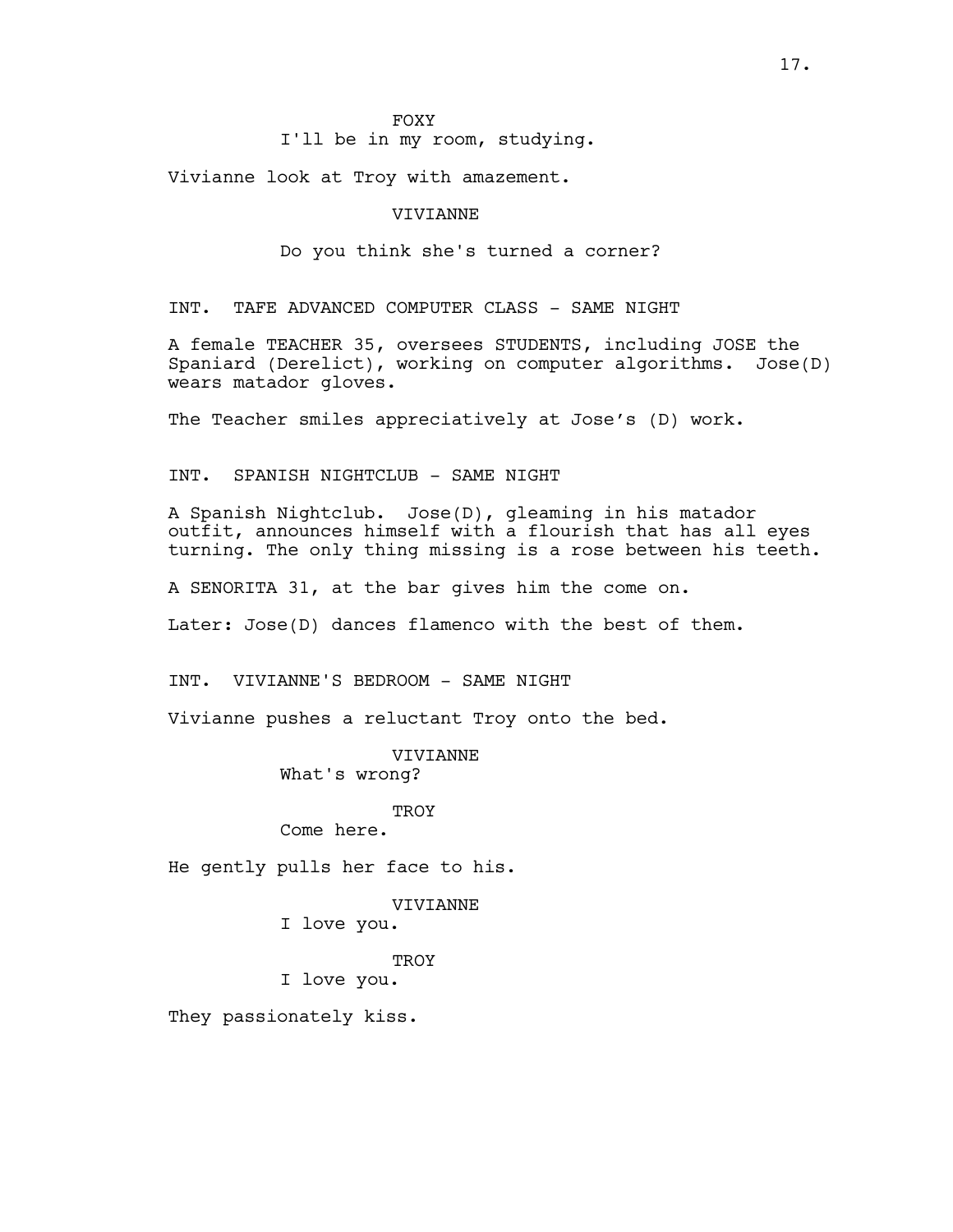FOXY

I'll be in my room, studying.

Vivianne look at Troy with amazement.

VIVIANNE

Do you think she's turned a corner?

INT. TAFE ADVANCED COMPUTER CLASS - SAME NIGHT

A female TEACHER 35, oversees STUDENTS, including JOSE the Spaniard (Derelict), working on computer algorithms. Jose(D) wears matador gloves.

The Teacher smiles appreciatively at Jose's (D) work.

INT. SPANISH NIGHTCLUB - SAME NIGHT

A Spanish Nightclub. Jose(D), gleaming in his matador outfit, announces himself with a flourish that has all eyes turning. The only thing missing is a rose between his teeth.

A SENORITA 31, at the bar gives him the come on.

Later: Jose(D) dances flamenco with the best of them.

INT. VIVIANNE'S BEDROOM - SAME NIGHT

Vivianne pushes a reluctant Troy onto the bed.

VIVIANNE

What's wrong?

TROY

Come here.

He gently pulls her face to his.

VIVIANNE

I love you.

TROY

I love you.

They passionately kiss.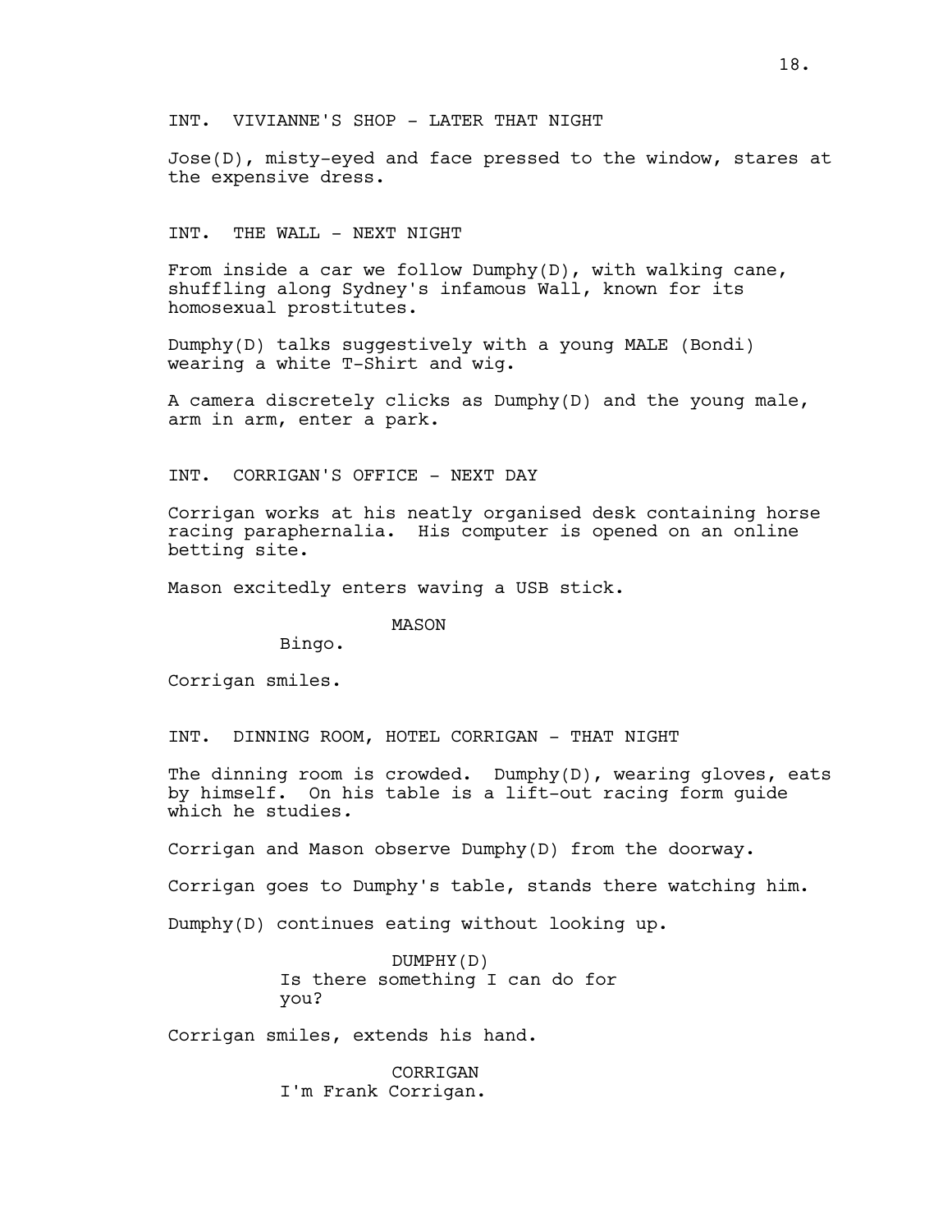INT. VIVIANNE'S SHOP - LATER THAT NIGHT

Jose(D), misty-eyed and face pressed to the window, stares at the expensive dress.

INT. THE WALL - NEXT NIGHT

From inside a car we follow Dumphy(D), with walking cane, shuffling along Sydney's infamous Wall, known for its homosexual prostitutes.

Dumphy(D) talks suggestively with a young MALE (Bondi) wearing a white T-Shirt and wig.

A camera discretely clicks as Dumphy(D) and the young male, arm in arm, enter a park.

INT. CORRIGAN'S OFFICE - NEXT DAY

Corrigan works at his neatly organised desk containing horse racing paraphernalia. His computer is opened on an online betting site.

Mason excitedly enters waving a USB stick.

MASON

Bingo.

Corrigan smiles.

INT. DINNING ROOM, HOTEL CORRIGAN - THAT NIGHT

The dinning room is crowded. Dumphy(D), wearing gloves, eats by himself. On his table is a lift-out racing form guide which he studies.

Corrigan and Mason observe Dumphy(D) from the doorway.

Corrigan goes to Dumphy's table, stands there watching him.

Dumphy(D) continues eating without looking up.

DUMPHY(D)

Is there something I can do for you?

Corrigan smiles, extends his hand.

CORRIGAN

I'm Frank Corrigan.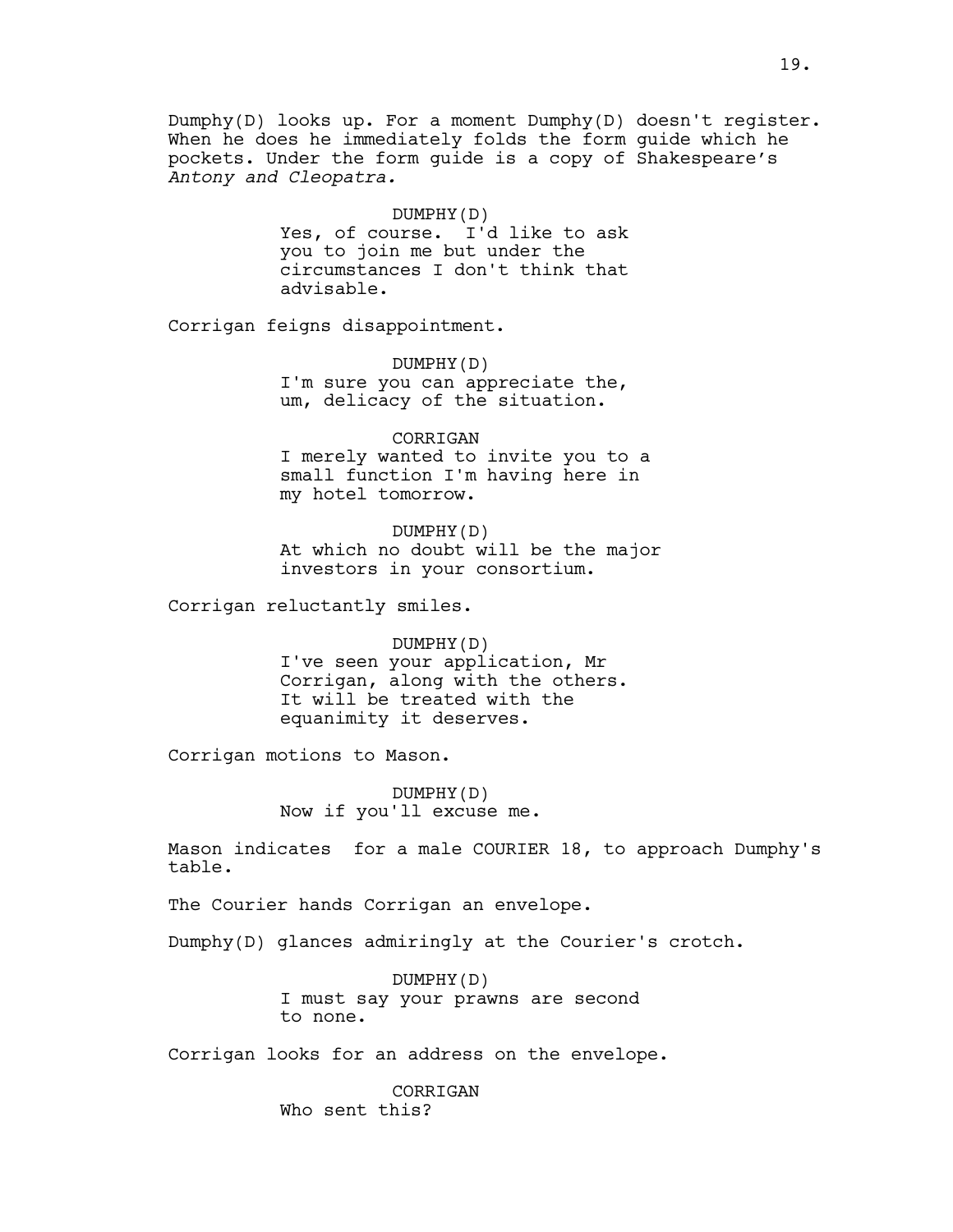Dumphy(D) looks up. For a moment Dumphy(D) doesn't register. When he does he immediately folds the form guide which he pockets. Under the form guide is a copy of Shakespeare's *Antony and Cleopatra.*

DUMPHY(D)
Yes, of course. I'd like to ask you to join me but under the circumstances I don't think that advisable.

Corrigan feigns disappointment.

DUMPHY(D)
I'm sure you can appreciate the, um, delicacy of the situation.

CORRIGAN
I merely wanted to invite you to a small function I'm having here in my hotel tomorrow.

DUMPHY(D)
At which no doubt will be the major investors in your consortium.

Corrigan reluctantly smiles.

DUMPHY(D)
I've seen your application, Mr Corrigan, along with the others. It will be treated with the equanimity it deserves.

Corrigan motions to Mason.

DUMPHY(D)
Now if you'll excuse me.

Mason indicates  for a male COURIER 18, to approach Dumphy's table.

The Courier hands Corrigan an envelope.

Dumphy(D) glances admiringly at the Courier's crotch.

DUMPHY(D)
I must say your prawns are second to none.

Corrigan looks for an address on the envelope.

CORRIGAN
Who sent this?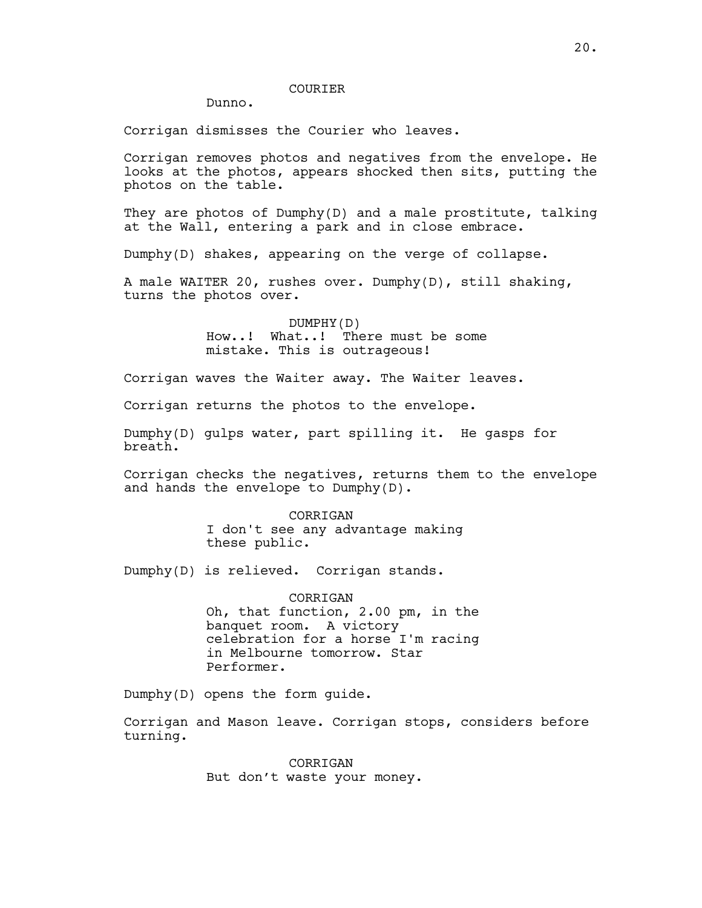COURIER

Dunno.

Corrigan dismisses the Courier who leaves.

Corrigan removes photos and negatives from the envelope. He looks at the photos, appears shocked then sits, putting the photos on the table.

They are photos of Dumphy(D) and a male prostitute, talking at the Wall, entering a park and in close embrace.

Dumphy(D) shakes, appearing on the verge of collapse.

A male WAITER 20, rushes over. Dumphy(D), still shaking, turns the photos over.

DUMPHY(D)

How..! What..! There must be some mistake. This is outrageous!

Corrigan waves the Waiter away. The Waiter leaves.

Corrigan returns the photos to the envelope.

Dumphy(D) gulps water, part spilling it. He gasps for breath.

Corrigan checks the negatives, returns them to the envelope and hands the envelope to Dumphy(D).

CORRIGAN

I don't see any advantage making these public.

Dumphy(D) is relieved. Corrigan stands.

CORRIGAN

Oh, that function, 2.00 pm, in the banquet room. A victory celebration for a horse I'm racing in Melbourne tomorrow. Star Performer.

Dumphy(D) opens the form guide.

Corrigan and Mason leave. Corrigan stops, considers before turning.

CORRIGAN

But don't waste your money.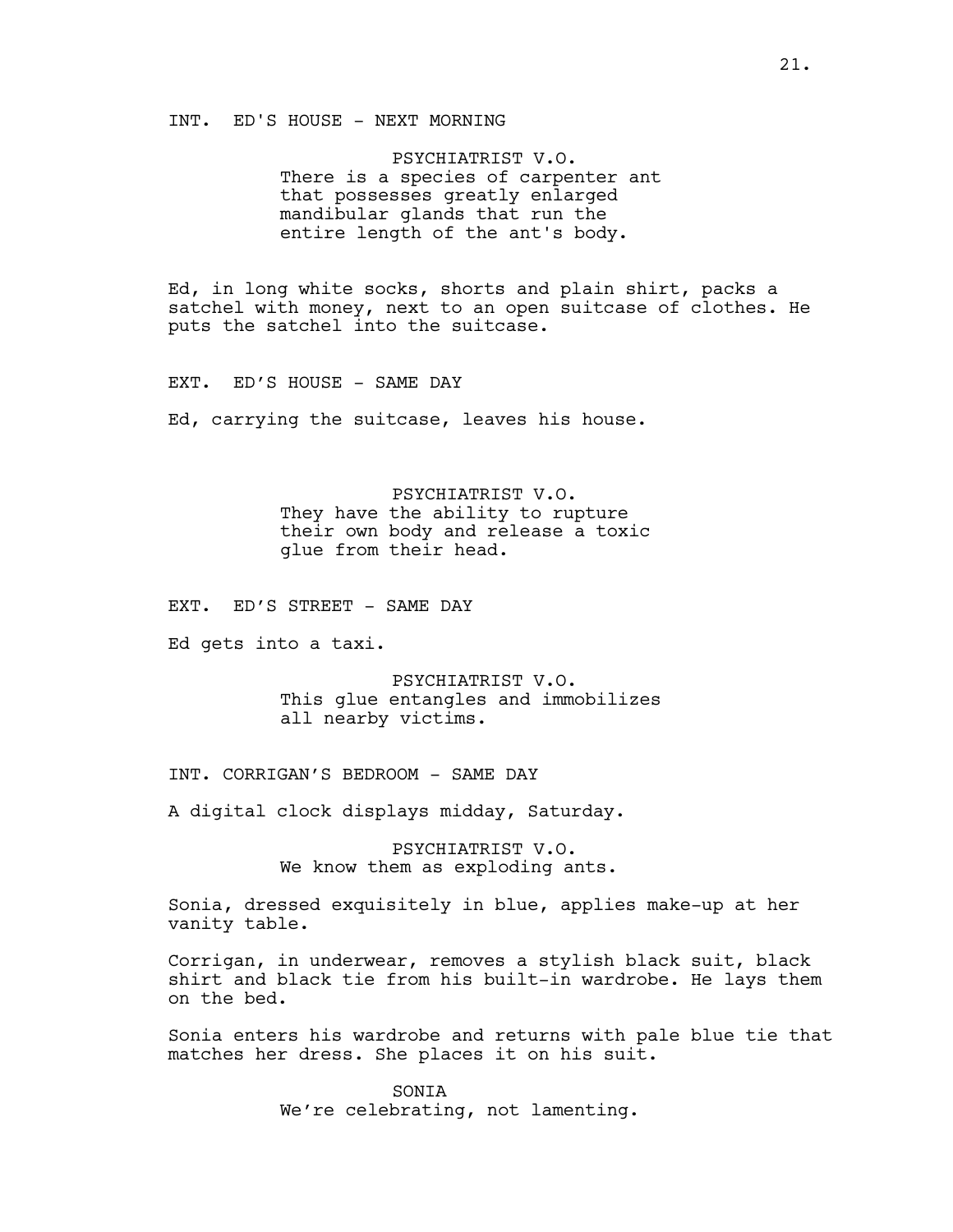INT. ED'S HOUSE - NEXT MORNING

PSYCHIATRIST V.O.
There is a species of carpenter ant that possesses greatly enlarged mandibular glands that run the entire length of the ant's body.

Ed, in long white socks, shorts and plain shirt, packs a satchel with money, next to an open suitcase of clothes. He puts the satchel into the suitcase.

EXT. ED'S HOUSE - SAME DAY

Ed, carrying the suitcase, leaves his house.

PSYCHIATRIST V.O.
They have the ability to rupture their own body and release a toxic glue from their head.

EXT. ED'S STREET - SAME DAY

Ed gets into a taxi.

PSYCHIATRIST V.O.
This glue entangles and immobilizes all nearby victims.

INT. CORRIGAN'S BEDROOM - SAME DAY

A digital clock displays midday, Saturday.

PSYCHIATRIST V.O.
We know them as exploding ants.

Sonia, dressed exquisitely in blue, applies make-up at her vanity table.

Corrigan, in underwear, removes a stylish black suit, black shirt and black tie from his built-in wardrobe. He lays them on the bed.

Sonia enters his wardrobe and returns with pale blue tie that matches her dress. She places it on his suit.

SONIA
We're celebrating, not lamenting.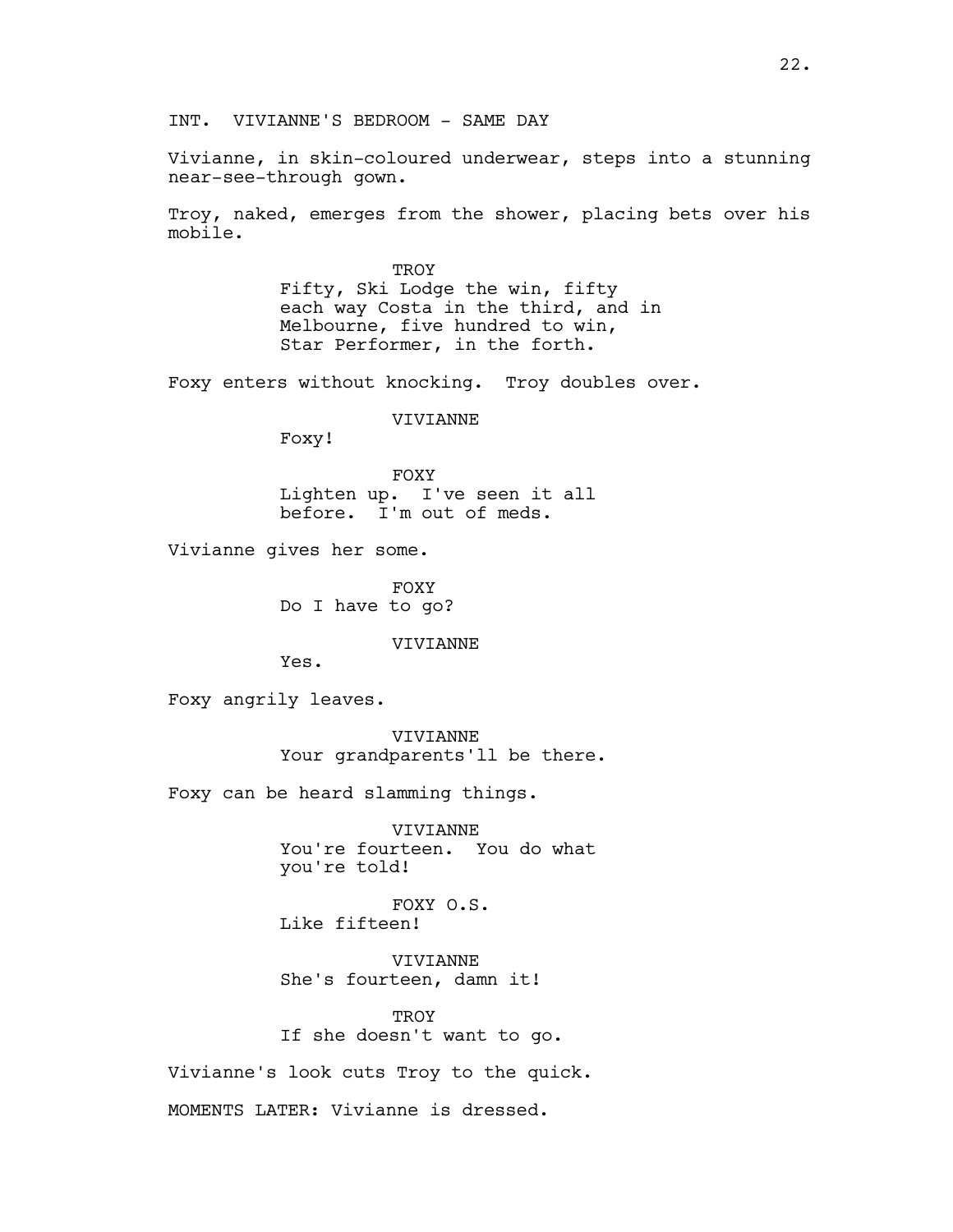INT. VIVIANNE'S BEDROOM - SAME DAY

Vivianne, in skin-coloured underwear, steps into a stunning near-see-through gown.

Troy, naked, emerges from the shower, placing bets over his mobile.

TROY
Fifty, Ski Lodge the win, fifty each way Costa in the third, and in Melbourne, five hundred to win, Star Performer, in the forth.

Foxy enters without knocking. Troy doubles over.

VIVIANNE
Foxy!

FOXY
Lighten up. I've seen it all before. I'm out of meds.

Vivianne gives her some.

FOXY
Do I have to go?

VIVIANNE
Yes.

Foxy angrily leaves.

VIVIANNE
Your grandparents'll be there.

Foxy can be heard slamming things.

VIVIANNE
You're fourteen. You do what you're told!

FOXY O.S.
Like fifteen!

VIVIANNE
She's fourteen, damn it!

TROY
If she doesn't want to go.

Vivianne's look cuts Troy to the quick.

MOMENTS LATER: Vivianne is dressed.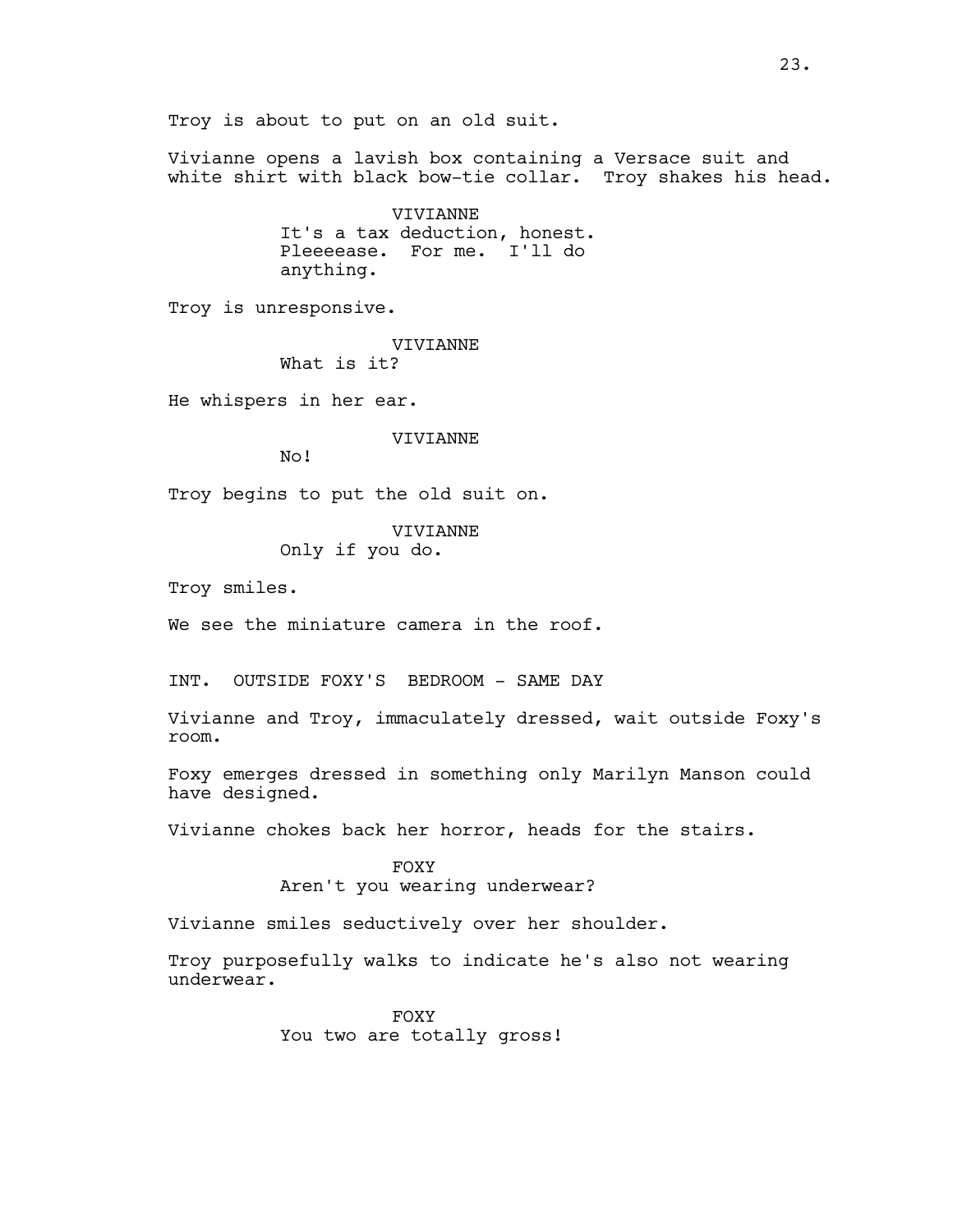Troy is about to put on an old suit.

Vivianne opens a lavish box containing a Versace suit and white shirt with black bow-tie collar. Troy shakes his head.

VIVIANNE
It's a tax deduction, honest. Pleeeease. For me. I'll do anything.

Troy is unresponsive.

VIVIANNE
What is it?

He whispers in her ear.

VIVIANNE
No!

Troy begins to put the old suit on.

VIVIANNE
Only if you do.

Troy smiles.

We see the miniature camera in the roof.

INT. OUTSIDE FOXY'S BEDROOM - SAME DAY

Vivianne and Troy, immaculately dressed, wait outside Foxy's room.

Foxy emerges dressed in something only Marilyn Manson could have designed.

Vivianne chokes back her horror, heads for the stairs.

FOXY
Aren't you wearing underwear?

Vivianne smiles seductively over her shoulder.

Troy purposefully walks to indicate he's also not wearing underwear.

FOXY
You two are totally gross!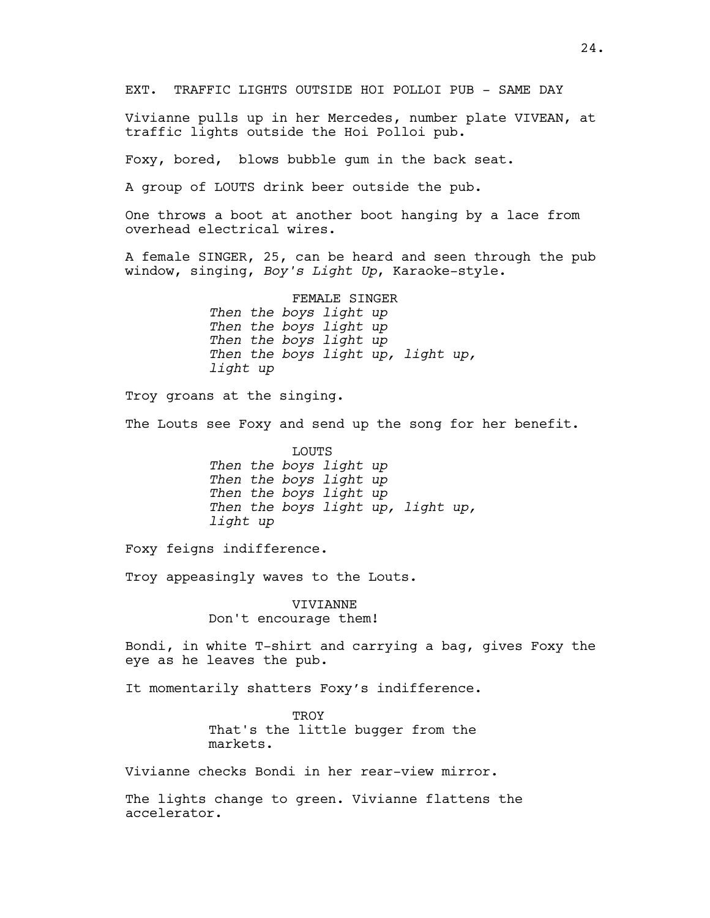EXT. TRAFFIC LIGHTS OUTSIDE HOI POLLOI PUB - SAME DAY

Vivianne pulls up in her Mercedes, number plate VIVEAN, at traffic lights outside the Hoi Polloi pub.

Foxy, bored, blows bubble gum in the back seat.

A group of LOUTS drink beer outside the pub.

One throws a boot at another boot hanging by a lace from overhead electrical wires.

A female SINGER, 25, can be heard and seen through the pub window, singing, *Boy's Light Up*, Karaoke-style.

FEMALE SINGER
*Then the boys light up*
*Then the boys light up*
*Then the boys light up*
*Then the boys light up, light up, light up*

Troy groans at the singing.

The Louts see Foxy and send up the song for her benefit.

LOUTS
*Then the boys light up*
*Then the boys light up*
*Then the boys light up*
*Then the boys light up, light up, light up*

Foxy feigns indifference.

Troy appeasingly waves to the Louts.

VIVIANNE
Don't encourage them!

Bondi, in white T-shirt and carrying a bag, gives Foxy the eye as he leaves the pub.

It momentarily shatters Foxy's indifference.

TROY
That's the little bugger from the markets.

Vivianne checks Bondi in her rear-view mirror.

The lights change to green. Vivianne flattens the accelerator.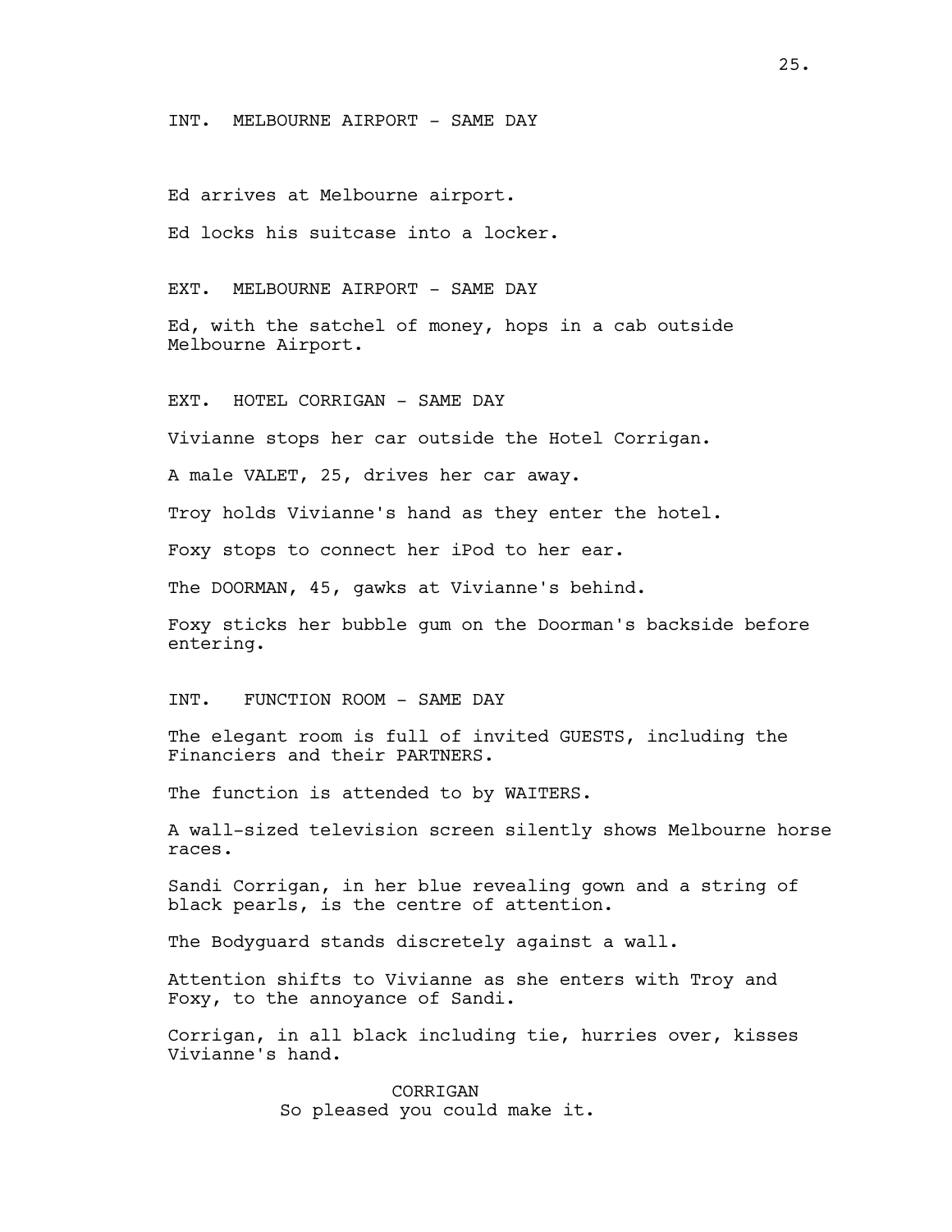INT.  MELBOURNE AIRPORT - SAME DAY

Ed arrives at Melbourne airport.

Ed locks his suitcase into a locker.

EXT.  MELBOURNE AIRPORT - SAME DAY

Ed, with the satchel of money, hops in a cab outside Melbourne Airport.

EXT.  HOTEL CORRIGAN - SAME DAY

Vivianne stops her car outside the Hotel Corrigan.

A male VALET, 25, drives her car away.

Troy holds Vivianne's hand as they enter the hotel.

Foxy stops to connect her iPod to her ear.

The DOORMAN, 45, gawks at Vivianne's behind.

Foxy sticks her bubble gum on the Doorman's backside before entering.

INT.  FUNCTION ROOM - SAME DAY

The elegant room is full of invited GUESTS, including the Financiers and their PARTNERS.

The function is attended to by WAITERS.

A wall-sized television screen silently shows Melbourne horse races.

Sandi Corrigan, in her blue revealing gown and a string of black pearls, is the centre of attention.

The Bodyguard stands discretely against a wall.

Attention shifts to Vivianne as she enters with Troy and Foxy, to the annoyance of Sandi.

Corrigan, in all black including tie, hurries over, kisses Vivianne's hand.

CORRIGAN
So pleased you could make it.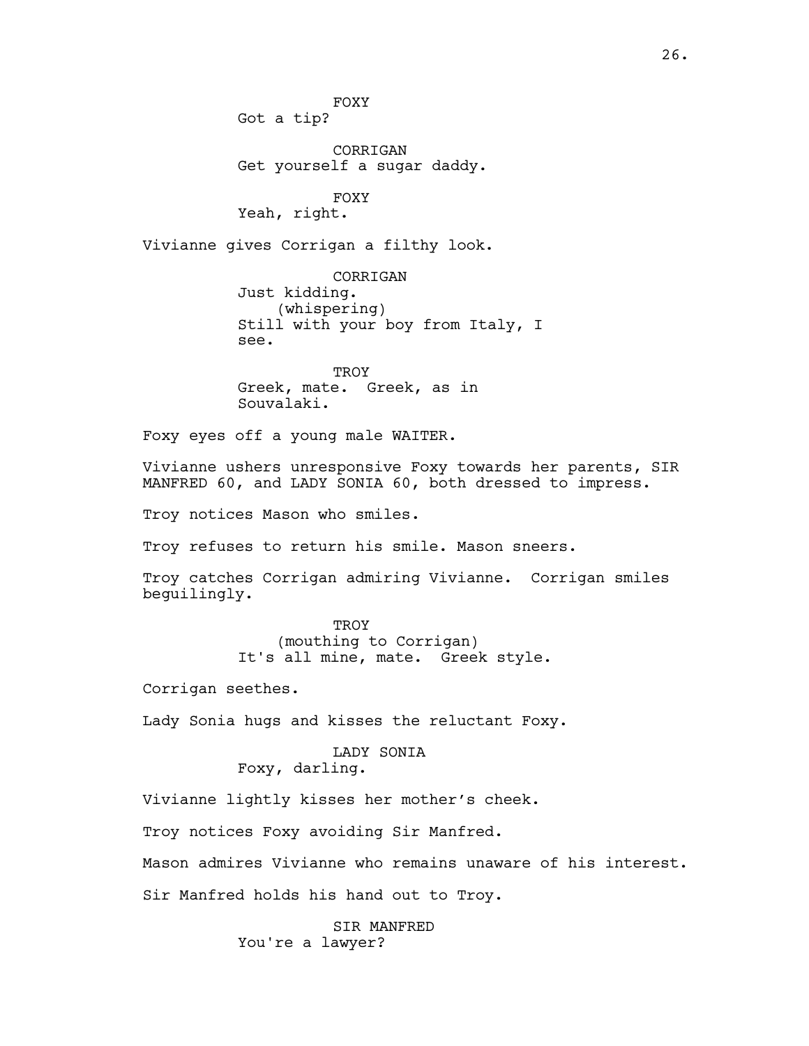FOXY
Got a tip?

CORRIGAN
Get yourself a sugar daddy.

FOXY
Yeah, right.

Vivianne gives Corrigan a filthy look.

CORRIGAN
Just kidding.
(whispering)
Still with your boy from Italy, I see.

TROY
Greek, mate. Greek, as in Souvalaki.

Foxy eyes off a young male WAITER.

Vivianne ushers unresponsive Foxy towards her parents, SIR MANFRED 60, and LADY SONIA 60, both dressed to impress.

Troy notices Mason who smiles.

Troy refuses to return his smile. Mason sneers.

Troy catches Corrigan admiring Vivianne. Corrigan smiles beguilingly.

TROY
(mouthing to Corrigan)
It's all mine, mate. Greek style.

Corrigan seethes.

Lady Sonia hugs and kisses the reluctant Foxy.

LADY SONIA
Foxy, darling.

Vivianne lightly kisses her mother's cheek.

Troy notices Foxy avoiding Sir Manfred.

Mason admires Vivianne who remains unaware of his interest.

Sir Manfred holds his hand out to Troy.

SIR MANFRED
You're a lawyer?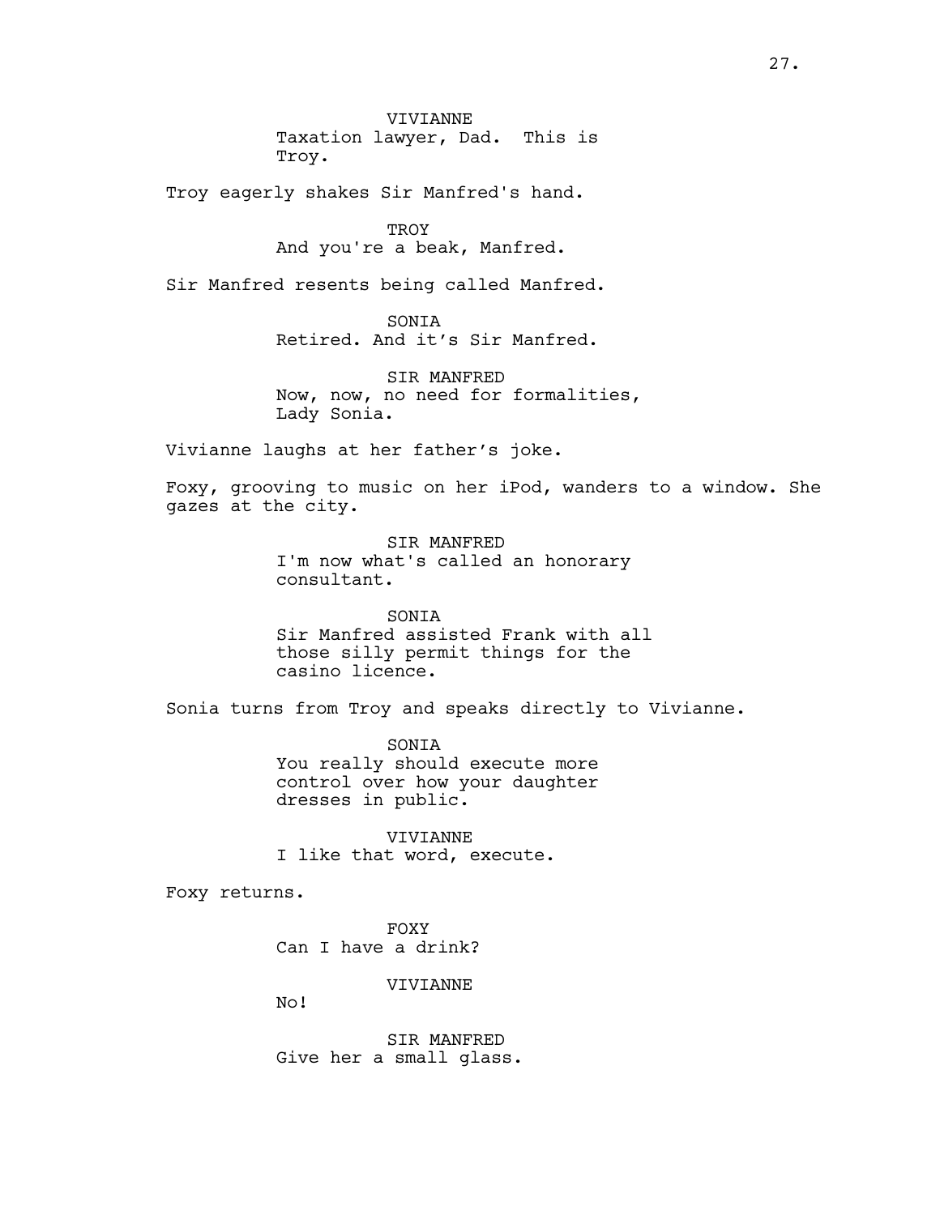VIVIANNE
Taxation lawyer, Dad. This is Troy.

Troy eagerly shakes Sir Manfred's hand.

TROY
And you're a beak, Manfred.

Sir Manfred resents being called Manfred.

SONIA
Retired. And it's Sir Manfred.

SIR MANFRED
Now, now, no need for formalities, Lady Sonia.

Vivianne laughs at her father's joke.

Foxy, grooving to music on her iPod, wanders to a window. She gazes at the city.

SIR MANFRED
I'm now what's called an honorary consultant.

SONIA
Sir Manfred assisted Frank with all those silly permit things for the casino licence.

Sonia turns from Troy and speaks directly to Vivianne.

SONIA
You really should execute more control over how your daughter dresses in public.

VIVIANNE
I like that word, execute.

Foxy returns.

FOXY
Can I have a drink?

VIVIANNE
No!

SIR MANFRED
Give her a small glass.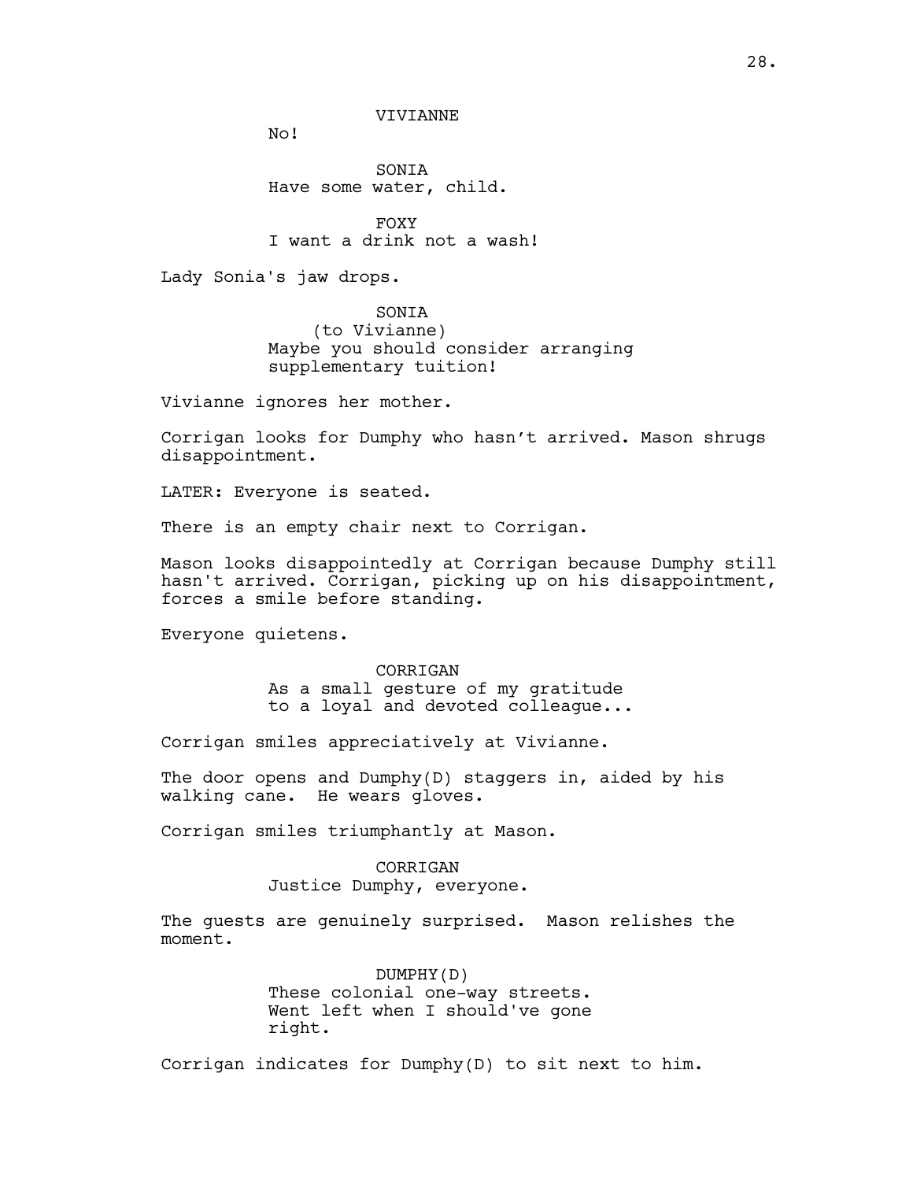VIVIANNE
No!

SONIA
Have some water, child.

FOXY
I want a drink not a wash!

Lady Sonia's jaw drops.

SONIA
(to Vivianne)
Maybe you should consider arranging supplementary tuition!

Vivianne ignores her mother.

Corrigan looks for Dumphy who hasn't arrived. Mason shrugs disappointment.

LATER: Everyone is seated.

There is an empty chair next to Corrigan.

Mason looks disappointedly at Corrigan because Dumphy still hasn't arrived. Corrigan, picking up on his disappointment, forces a smile before standing.

Everyone quietens.

CORRIGAN
As a small gesture of my gratitude to a loyal and devoted colleague...

Corrigan smiles appreciatively at Vivianne.

The door opens and Dumphy(D) staggers in, aided by his walking cane. He wears gloves.

Corrigan smiles triumphantly at Mason.

CORRIGAN
Justice Dumphy, everyone.

The guests are genuinely surprised. Mason relishes the moment.

DUMPHY(D)
These colonial one-way streets. Went left when I should've gone right.

Corrigan indicates for Dumphy(D) to sit next to him.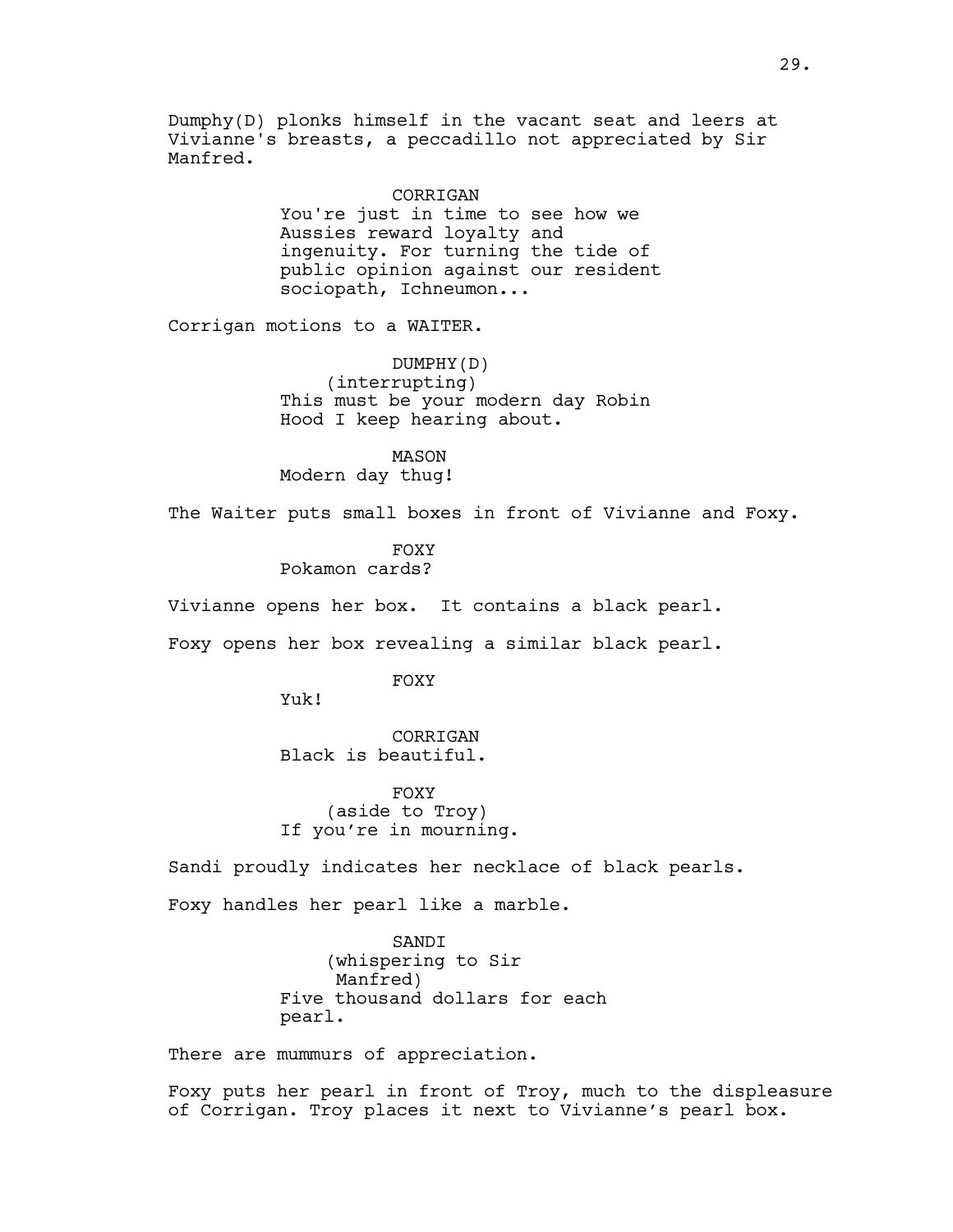Dumphy(D) plonks himself in the vacant seat and leers at Vivianne's breasts, a peccadillo not appreciated by Sir Manfred.

CORRIGAN
You're just in time to see how we Aussies reward loyalty and ingenuity. For turning the tide of public opinion against our resident sociopath, Ichneumon...

Corrigan motions to a WAITER.

DUMPHY(D)
(interrupting)
This must be your modern day Robin Hood I keep hearing about.

MASON
Modern day thug!

The Waiter puts small boxes in front of Vivianne and Foxy.

FOXY
Pokamon cards?

Vivianne opens her box. It contains a black pearl.

Foxy opens her box revealing a similar black pearl.

FOXY
Yuk!

CORRIGAN
Black is beautiful.

FOXY
(aside to Troy)
If you're in mourning.

Sandi proudly indicates her necklace of black pearls.

Foxy handles her pearl like a marble.

SANDI
(whispering to Sir Manfred)
Five thousand dollars for each pearl.

There are mummurs of appreciation.

Foxy puts her pearl in front of Troy, much to the displeasure of Corrigan. Troy places it next to Vivianne's pearl box.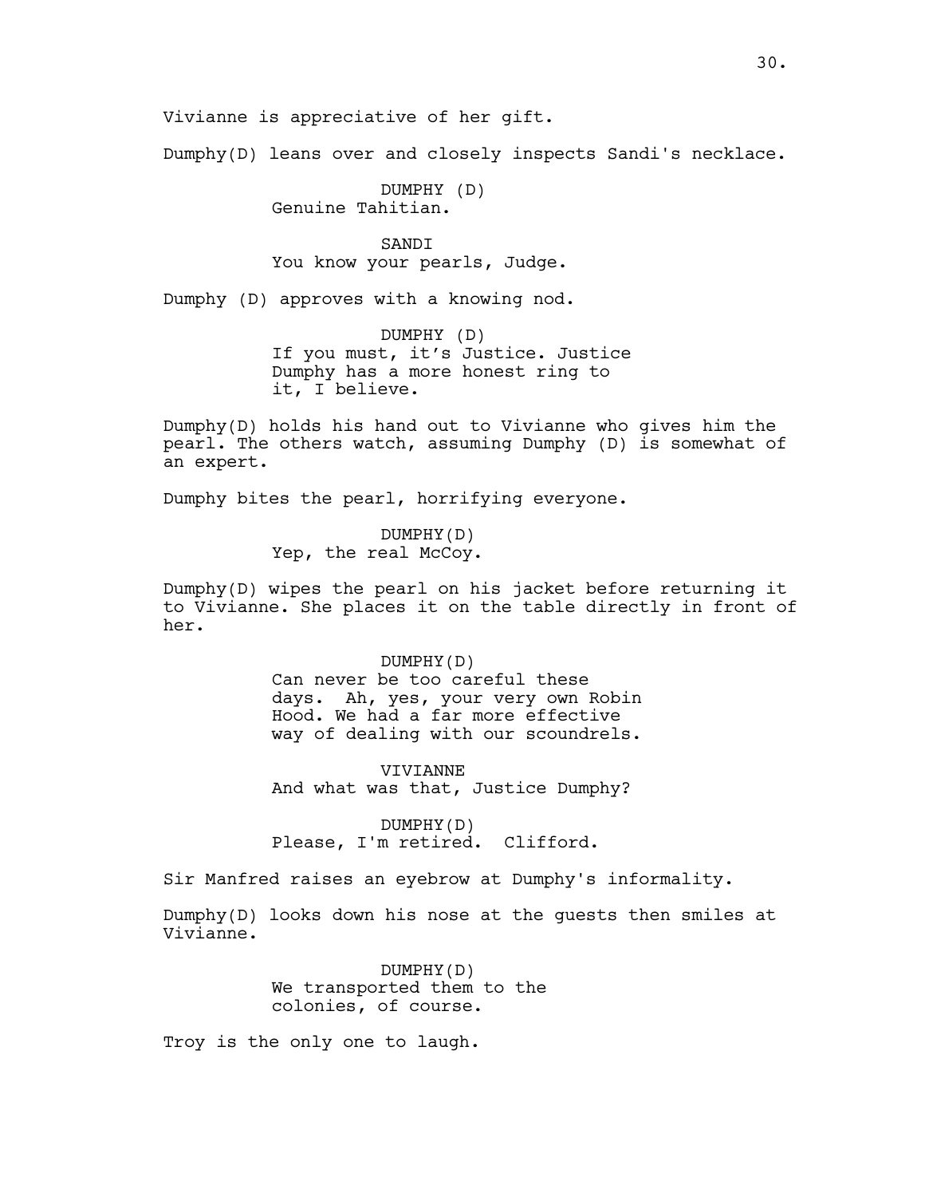Vivianne is appreciative of her gift.

Dumphy(D) leans over and closely inspects Sandi's necklace.

DUMPHY (D)
Genuine Tahitian.

SANDI
You know your pearls, Judge.

Dumphy (D) approves with a knowing nod.

DUMPHY (D)
If you must, it's Justice. Justice Dumphy has a more honest ring to it, I believe.

Dumphy(D) holds his hand out to Vivianne who gives him the pearl. The others watch, assuming Dumphy (D) is somewhat of an expert.

Dumphy bites the pearl, horrifying everyone.

DUMPHY(D)
Yep, the real McCoy.

Dumphy(D) wipes the pearl on his jacket before returning it to Vivianne. She places it on the table directly in front of her.

DUMPHY(D)
Can never be too careful these days. Ah, yes, your very own Robin Hood. We had a far more effective way of dealing with our scoundrels.

VIVIANNE
And what was that, Justice Dumphy?

DUMPHY(D)
Please, I'm retired. Clifford.

Sir Manfred raises an eyebrow at Dumphy's informality.

Dumphy(D) looks down his nose at the guests then smiles at Vivianne.

DUMPHY(D)
We transported them to the colonies, of course.

Troy is the only one to laugh.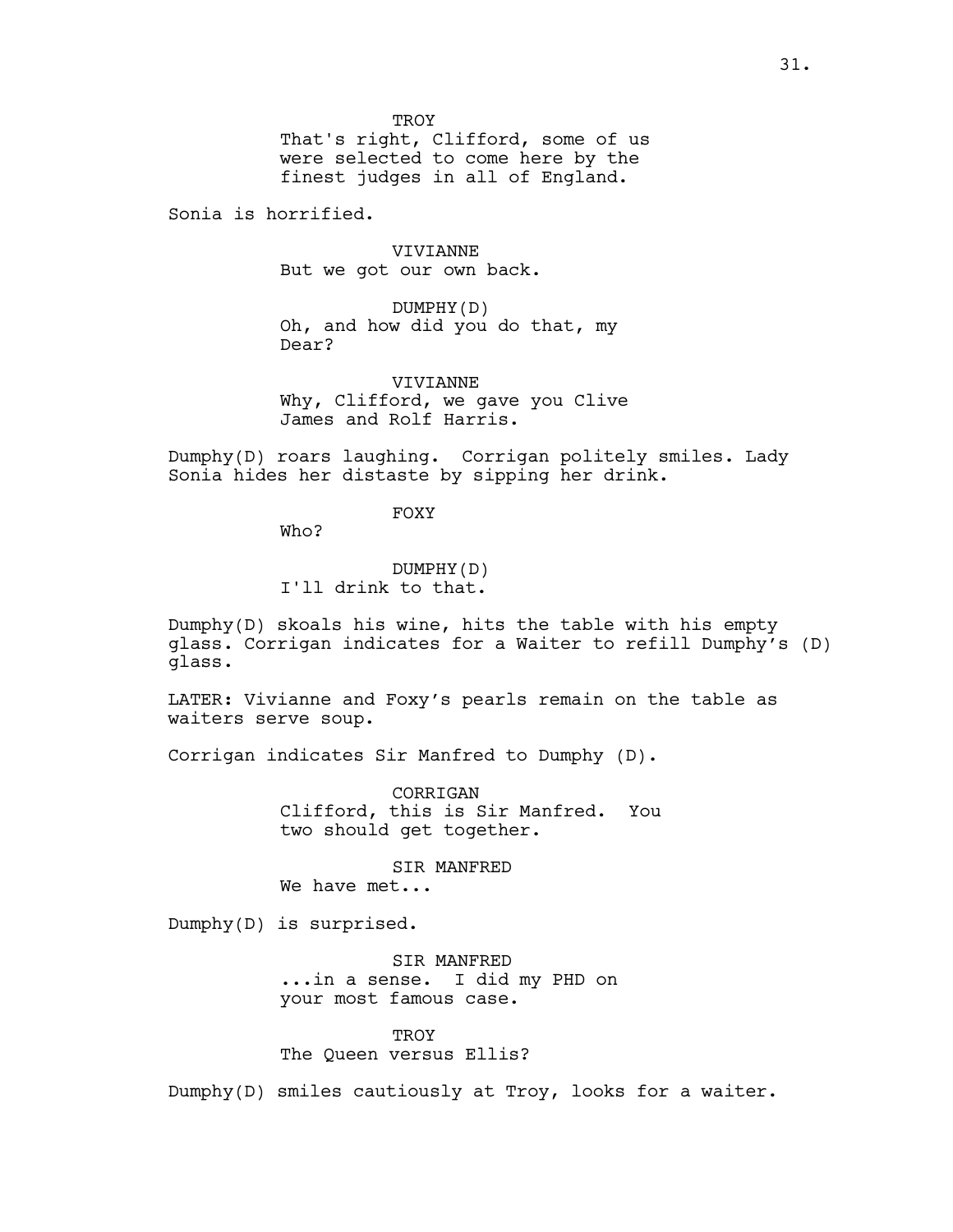TROY
That's right, Clifford, some of us were selected to come here by the finest judges in all of England.

Sonia is horrified.

VIVIANNE
But we got our own back.

DUMPHY(D)
Oh, and how did you do that, my Dear?

VIVIANNE
Why, Clifford, we gave you Clive James and Rolf Harris.

Dumphy(D) roars laughing. Corrigan politely smiles. Lady Sonia hides her distaste by sipping her drink.

FOXY
Who?

DUMPHY(D)
I'll drink to that.

Dumphy(D) skoals his wine, hits the table with his empty glass. Corrigan indicates for a Waiter to refill Dumphy's (D) glass.

LATER: Vivianne and Foxy's pearls remain on the table as waiters serve soup.

Corrigan indicates Sir Manfred to Dumphy (D).

CORRIGAN
Clifford, this is Sir Manfred. You two should get together.

SIR MANFRED
We have met...

Dumphy(D) is surprised.

SIR MANFRED
...in a sense. I did my PHD on your most famous case.

TROY
The Queen versus Ellis?

Dumphy(D) smiles cautiously at Troy, looks for a waiter.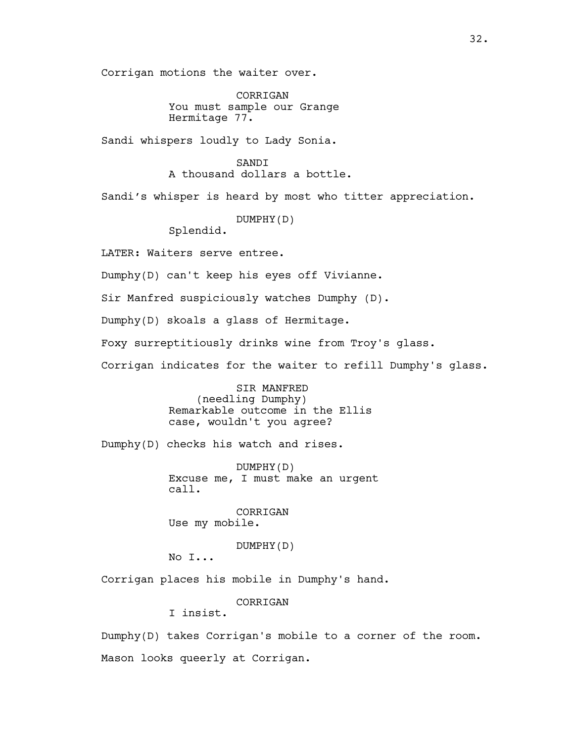Corrigan motions the waiter over.

CORRIGAN
You must sample our Grange
Hermitage 77.

Sandi whispers loudly to Lady Sonia.

SANDI
A thousand dollars a bottle.

Sandi's whisper is heard by most who titter appreciation.

DUMPHY(D)
Splendid.

LATER: Waiters serve entree.

Dumphy(D) can't keep his eyes off Vivianne.

Sir Manfred suspiciously watches Dumphy (D).

Dumphy(D) skoals a glass of Hermitage.

Foxy surreptitiously drinks wine from Troy's glass.

Corrigan indicates for the waiter to refill Dumphy's glass.

SIR MANFRED
(needling Dumphy)
Remarkable outcome in the Ellis
case, wouldn't you agree?

Dumphy(D) checks his watch and rises.

DUMPHY(D)
Excuse me, I must make an urgent
call.

CORRIGAN
Use my mobile.

DUMPHY(D)
No I...

Corrigan places his mobile in Dumphy's hand.

CORRIGAN
I insist.

Dumphy(D) takes Corrigan's mobile to a corner of the room.

Mason looks queerly at Corrigan.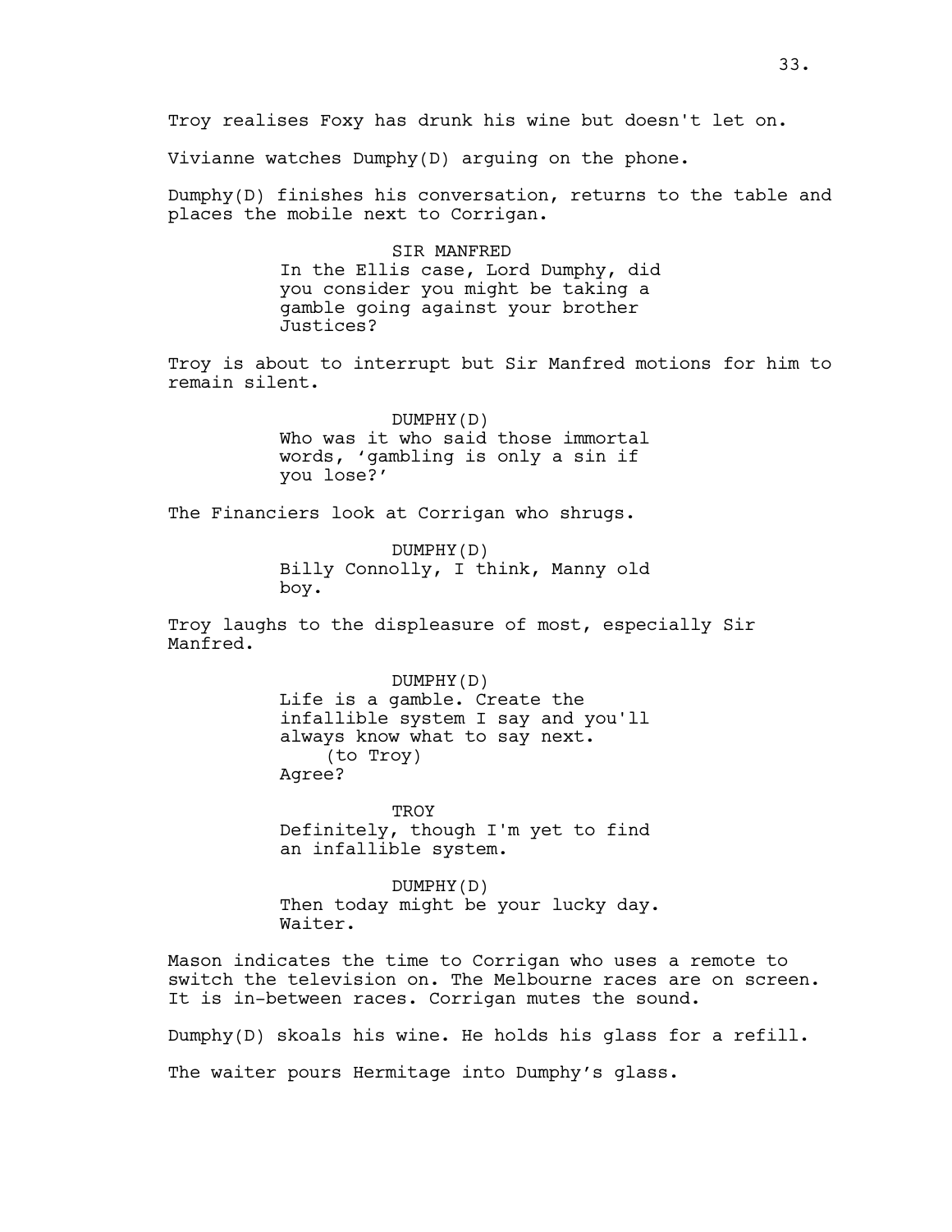Troy realises Foxy has drunk his wine but doesn't let on.

Vivianne watches Dumphy(D) arguing on the phone.

Dumphy(D) finishes his conversation, returns to the table and places the mobile next to Corrigan.

SIR MANFRED
In the Ellis case, Lord Dumphy, did you consider you might be taking a gamble going against your brother Justices?

Troy is about to interrupt but Sir Manfred motions for him to remain silent.

DUMPHY(D)
Who was it who said those immortal words, 'gambling is only a sin if you lose?'

The Financiers look at Corrigan who shrugs.

DUMPHY(D)
Billy Connolly, I think, Manny old boy.

Troy laughs to the displeasure of most, especially Sir Manfred.

DUMPHY(D)
Life is a gamble. Create the infallible system I say and you'll always know what to say next.
(to Troy)
Agree?

TROY
Definitely, though I'm yet to find an infallible system.

DUMPHY(D)
Then today might be your lucky day. Waiter.

Mason indicates the time to Corrigan who uses a remote to switch the television on. The Melbourne races are on screen. It is in-between races. Corrigan mutes the sound.

Dumphy(D) skoals his wine. He holds his glass for a refill.

The waiter pours Hermitage into Dumphy's glass.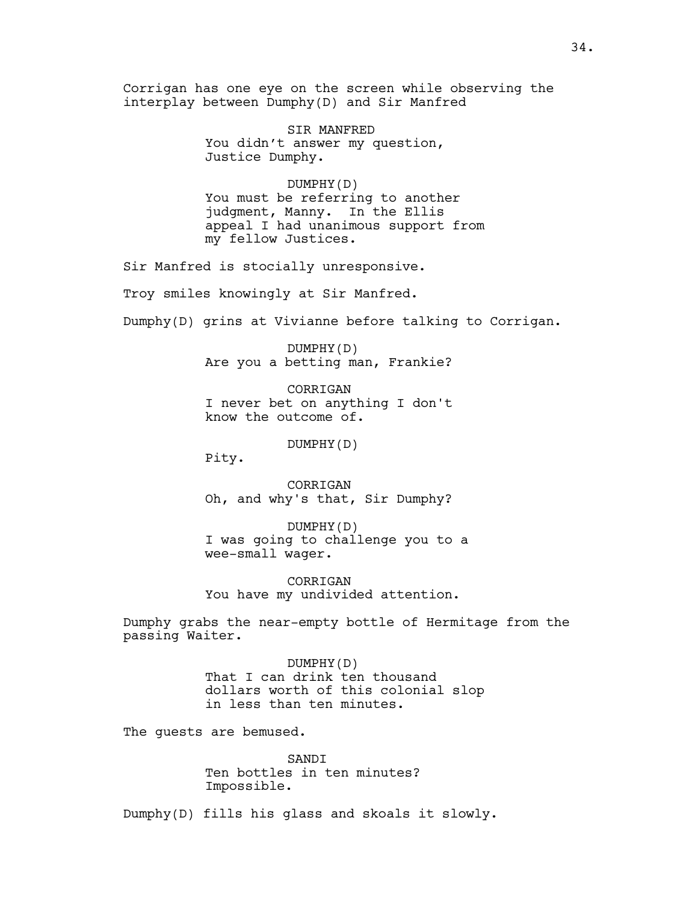Corrigan has one eye on the screen while observing the interplay between Dumphy(D) and Sir Manfred

SIR MANFRED
You didn't answer my question, Justice Dumphy.

DUMPHY(D)
You must be referring to another judgment, Manny. In the Ellis appeal I had unanimous support from my fellow Justices.

Sir Manfred is stocially unresponsive.

Troy smiles knowingly at Sir Manfred.

Dumphy(D) grins at Vivianne before talking to Corrigan.

DUMPHY(D)
Are you a betting man, Frankie?

CORRIGAN
I never bet on anything I don't know the outcome of.

DUMPHY(D)
Pity.

CORRIGAN
Oh, and why's that, Sir Dumphy?

DUMPHY(D)
I was going to challenge you to a wee-small wager.

CORRIGAN
You have my undivided attention.

Dumphy grabs the near-empty bottle of Hermitage from the passing Waiter.

DUMPHY(D)
That I can drink ten thousand dollars worth of this colonial slop in less than ten minutes.

The guests are bemused.

SANDI
Ten bottles in ten minutes? Impossible.

Dumphy(D) fills his glass and skoals it slowly.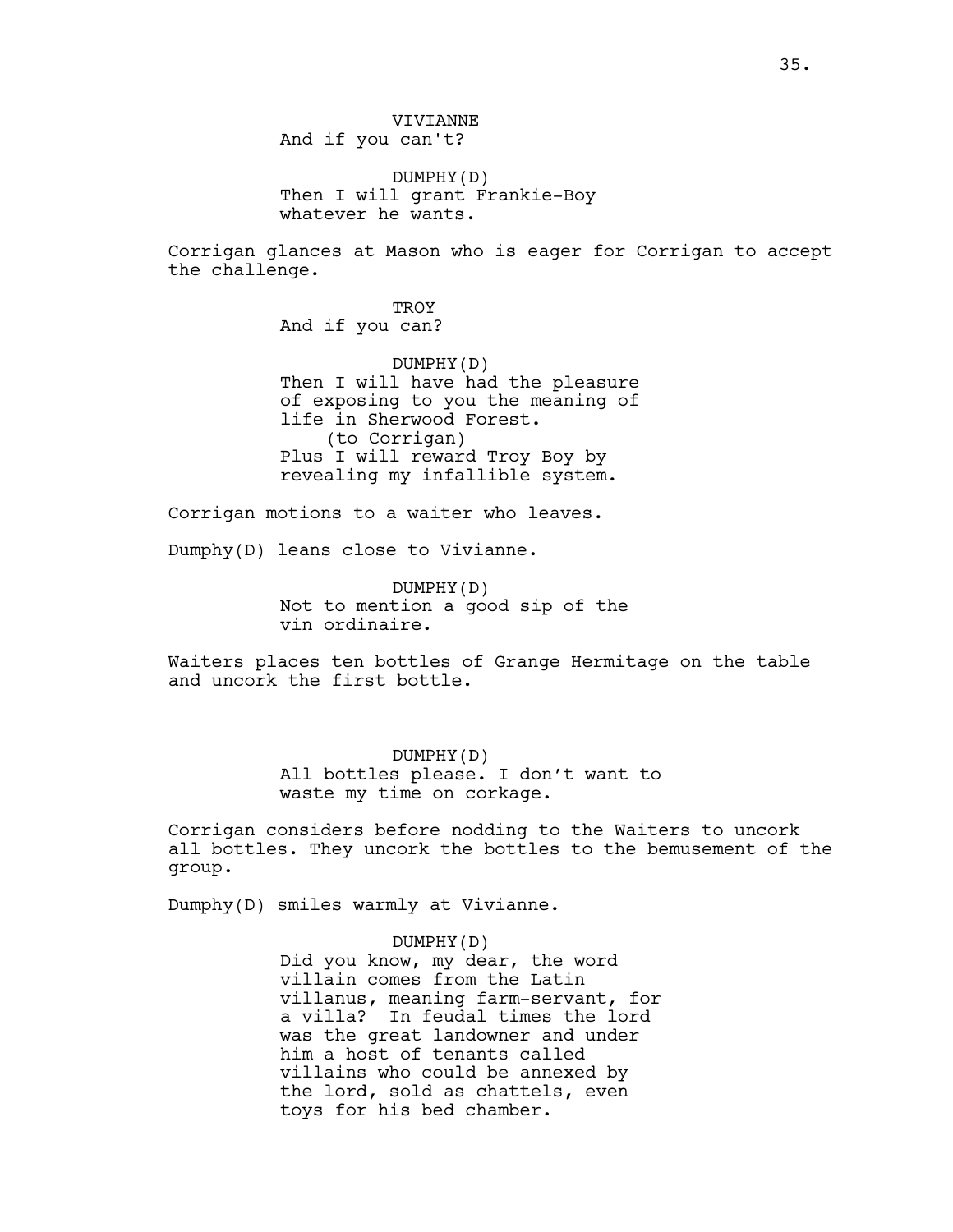VIVIANNE
And if you can't?

DUMPHY(D)
Then I will grant Frankie-Boy whatever he wants.

Corrigan glances at Mason who is eager for Corrigan to accept the challenge.

TROY
And if you can?

DUMPHY(D)
Then I will have had the pleasure of exposing to you the meaning of life in Sherwood Forest.
(to Corrigan)
Plus I will reward Troy Boy by revealing my infallible system.

Corrigan motions to a waiter who leaves.

Dumphy(D) leans close to Vivianne.

DUMPHY(D)
Not to mention a good sip of the vin ordinaire.

Waiters places ten bottles of Grange Hermitage on the table and uncork the first bottle.

DUMPHY(D)
All bottles please. I don't want to waste my time on corkage.

Corrigan considers before nodding to the Waiters to uncork all bottles. They uncork the bottles to the bemusement of the group.

Dumphy(D) smiles warmly at Vivianne.

DUMPHY(D)
Did you know, my dear, the word villain comes from the Latin villanus, meaning farm-servant, for a villa? In feudal times the lord was the great landowner and under him a host of tenants called villains who could be annexed by the lord, sold as chattels, even toys for his bed chamber.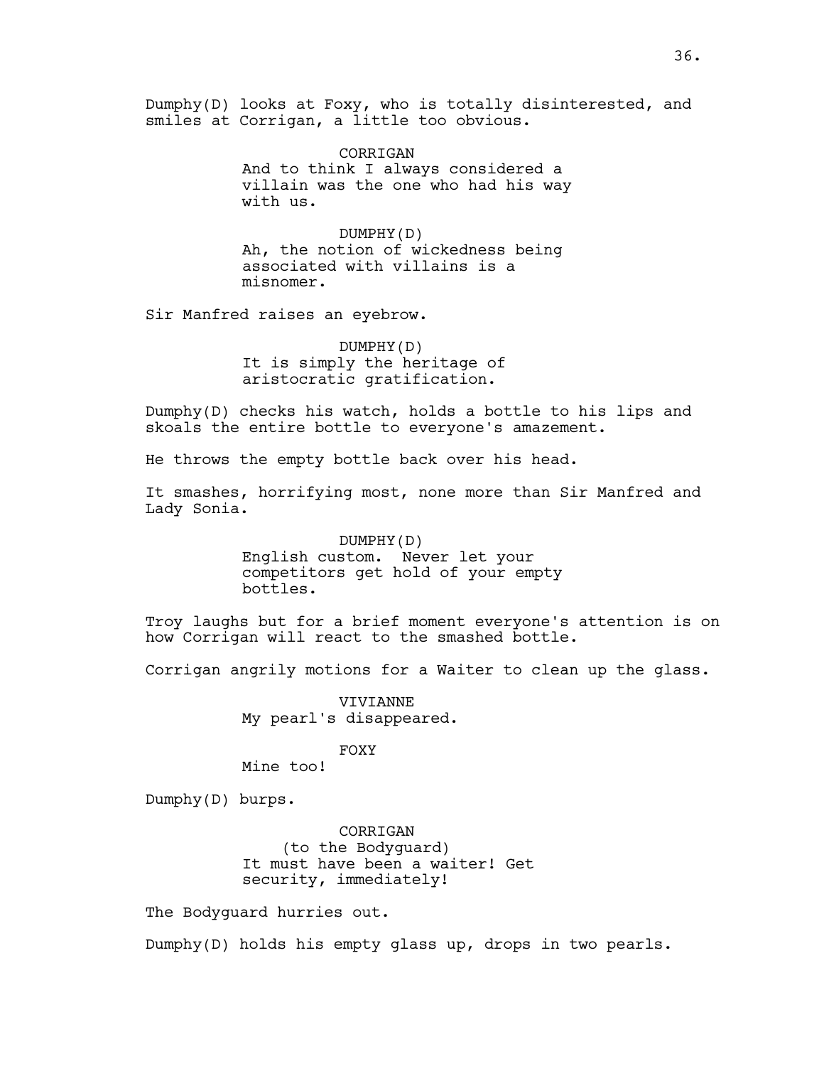Dumphy(D) looks at Foxy, who is totally disinterested, and smiles at Corrigan, a little too obvious.

CORRIGAN
And to think I always considered a villain was the one who had his way with us.

DUMPHY(D)
Ah, the notion of wickedness being associated with villains is a misnomer.

Sir Manfred raises an eyebrow.

DUMPHY(D)
It is simply the heritage of aristocratic gratification.

Dumphy(D) checks his watch, holds a bottle to his lips and skoals the entire bottle to everyone's amazement.

He throws the empty bottle back over his head.

It smashes, horrifying most, none more than Sir Manfred and Lady Sonia.

DUMPHY(D)
English custom. Never let your competitors get hold of your empty bottles.

Troy laughs but for a brief moment everyone's attention is on how Corrigan will react to the smashed bottle.

Corrigan angrily motions for a Waiter to clean up the glass.

VIVIANNE
My pearl's disappeared.

FOXY
Mine too!

Dumphy(D) burps.

CORRIGAN
(to the Bodyguard)
It must have been a waiter! Get security, immediately!

The Bodyguard hurries out.

Dumphy(D) holds his empty glass up, drops in two pearls.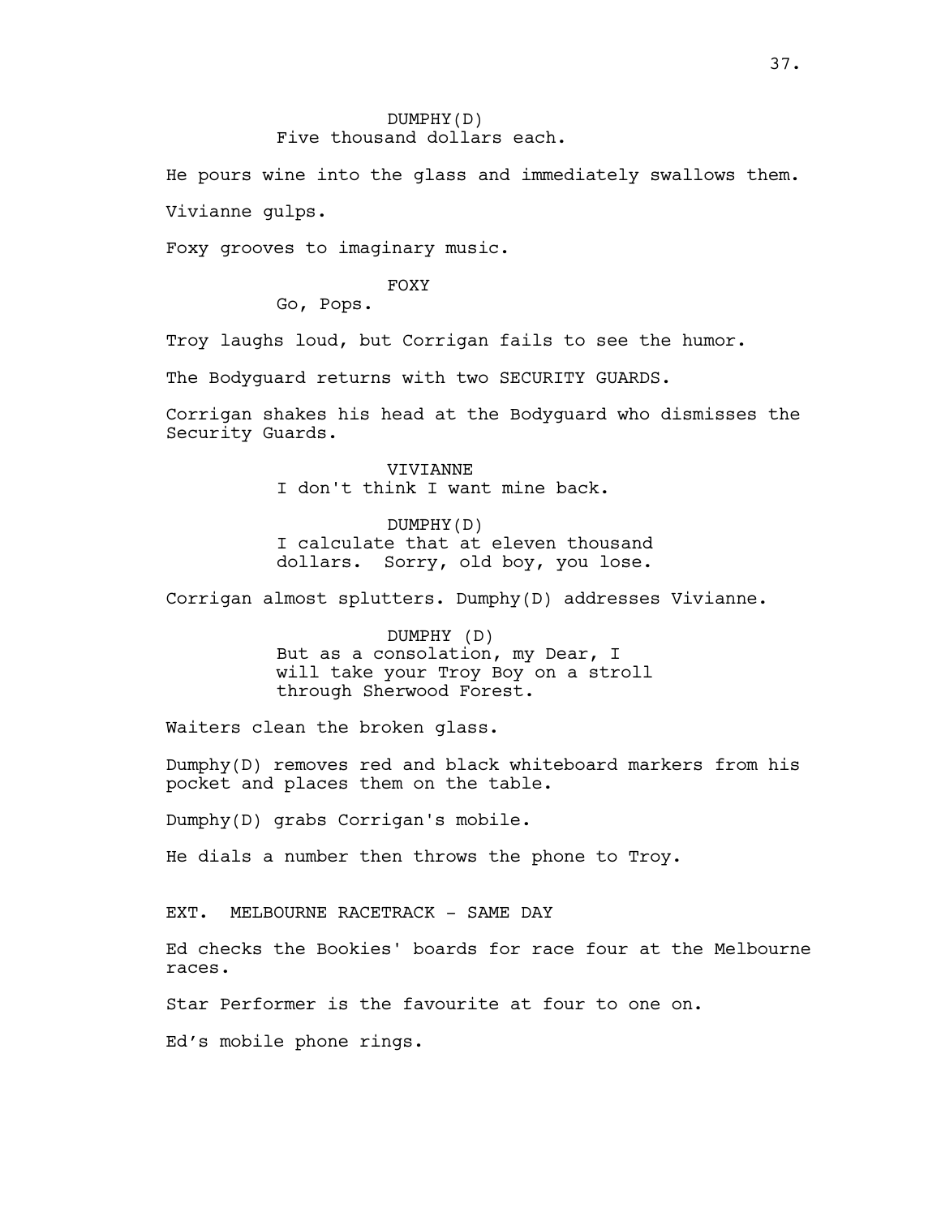DUMPHY(D)
Five thousand dollars each.

He pours wine into the glass and immediately swallows them.

Vivianne gulps.

Foxy grooves to imaginary music.

FOXY
Go, Pops.

Troy laughs loud, but Corrigan fails to see the humor.

The Bodyguard returns with two SECURITY GUARDS.

Corrigan shakes his head at the Bodyguard who dismisses the Security Guards.

VIVIANNE
I don't think I want mine back.

DUMPHY(D)
I calculate that at eleven thousand dollars. Sorry, old boy, you lose.

Corrigan almost splutters. Dumphy(D) addresses Vivianne.

DUMPHY (D)
But as a consolation, my Dear, I will take your Troy Boy on a stroll through Sherwood Forest.

Waiters clean the broken glass.

Dumphy(D) removes red and black whiteboard markers from his pocket and places them on the table.

Dumphy(D) grabs Corrigan's mobile.

He dials a number then throws the phone to Troy.

EXT. MELBOURNE RACETRACK - SAME DAY

Ed checks the Bookies' boards for race four at the Melbourne races.

Star Performer is the favourite at four to one on.

Ed's mobile phone rings.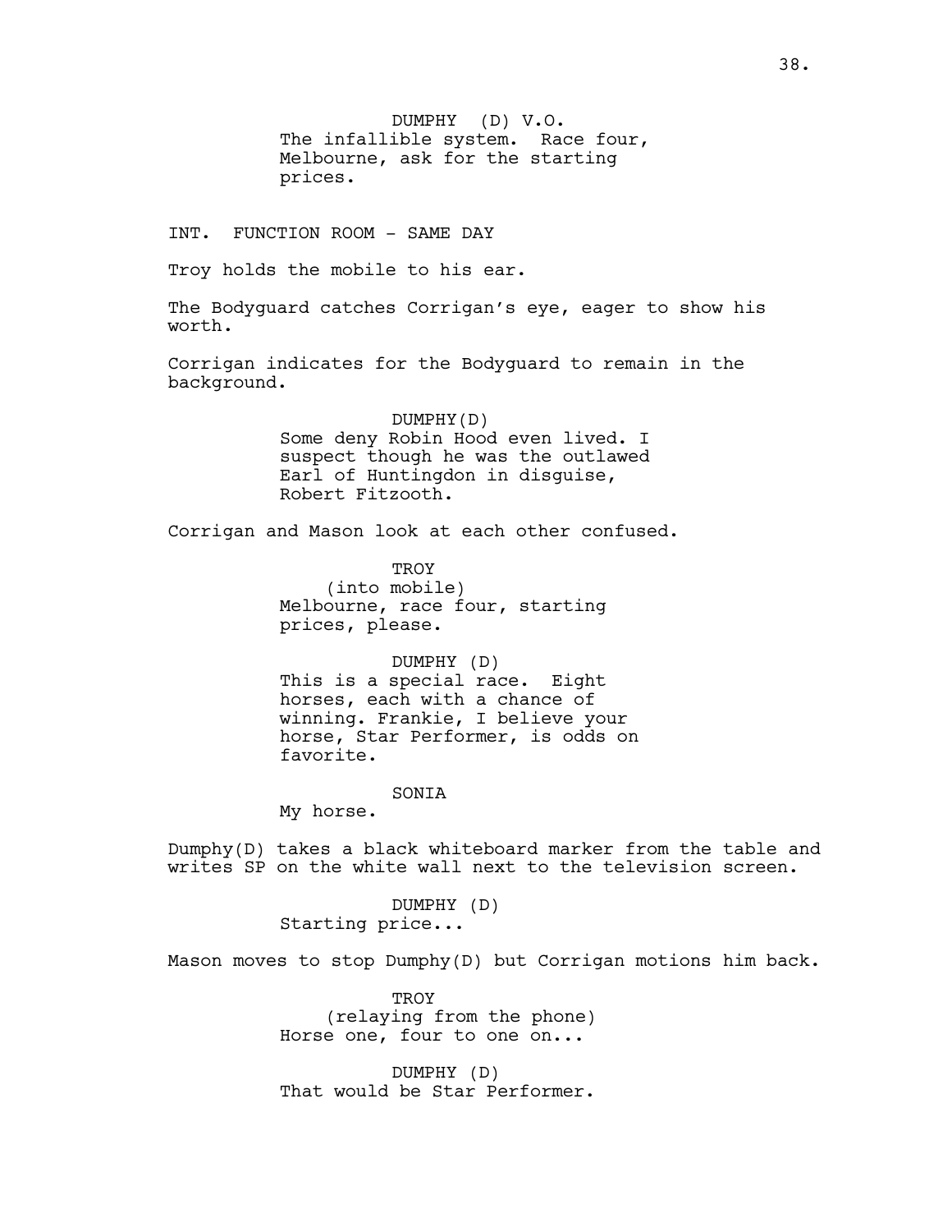DUMPHY (D) V.O.
The infallible system. Race four, Melbourne, ask for the starting prices.

INT. FUNCTION ROOM - SAME DAY

Troy holds the mobile to his ear.

The Bodyguard catches Corrigan's eye, eager to show his worth.

Corrigan indicates for the Bodyguard to remain in the background.

DUMPHY(D)
Some deny Robin Hood even lived. I suspect though he was the outlawed Earl of Huntingdon in disguise, Robert Fitzooth.

Corrigan and Mason look at each other confused.

TROY
(into mobile)
Melbourne, race four, starting prices, please.

DUMPHY (D)
This is a special race. Eight horses, each with a chance of winning. Frankie, I believe your horse, Star Performer, is odds on favorite.

SONIA
My horse.

Dumphy(D) takes a black whiteboard marker from the table and writes SP on the white wall next to the television screen.

DUMPHY (D)
Starting price...

Mason moves to stop Dumphy(D) but Corrigan motions him back.

TROY
(relaying from the phone)
Horse one, four to one on...

DUMPHY (D)
That would be Star Performer.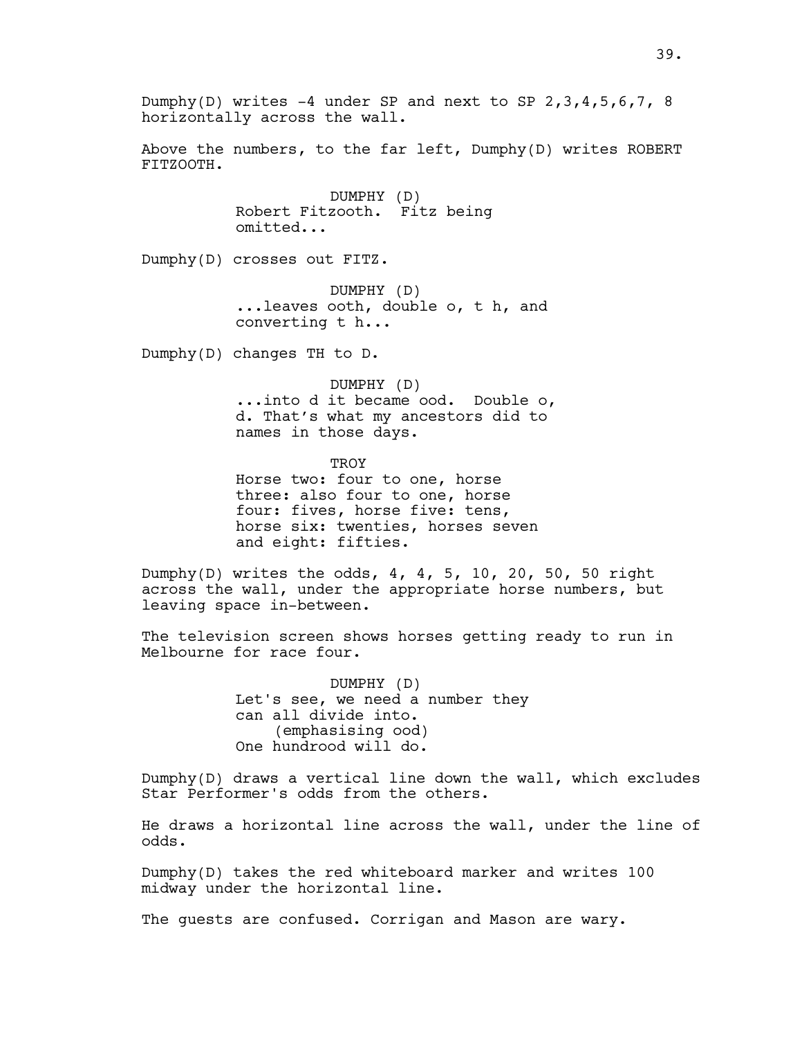Dumphy(D) writes -4 under SP and next to SP 2,3,4,5,6,7, 8 horizontally across the wall.

Above the numbers, to the far left, Dumphy(D) writes ROBERT FITZOOTH.

DUMPHY (D)
Robert Fitzooth. Fitz being omitted...

Dumphy(D) crosses out FITZ.

DUMPHY (D)
...leaves ooth, double o, t h, and converting t h...

Dumphy(D) changes TH to D.

DUMPHY (D)
...into d it became ood. Double o, d. That's what my ancestors did to names in those days.

TROY
Horse two: four to one, horse three: also four to one, horse four: fives, horse five: tens, horse six: twenties, horses seven and eight: fifties.

Dumphy(D) writes the odds, 4, 4, 5, 10, 20, 50, 50 right across the wall, under the appropriate horse numbers, but leaving space in-between.

The television screen shows horses getting ready to run in Melbourne for race four.

DUMPHY (D)
Let's see, we need a number they can all divide into.
(emphasising ood)
One hundrood will do.

Dumphy(D) draws a vertical line down the wall, which excludes Star Performer's odds from the others.

He draws a horizontal line across the wall, under the line of odds.

Dumphy(D) takes the red whiteboard marker and writes 100 midway under the horizontal line.

The guests are confused. Corrigan and Mason are wary.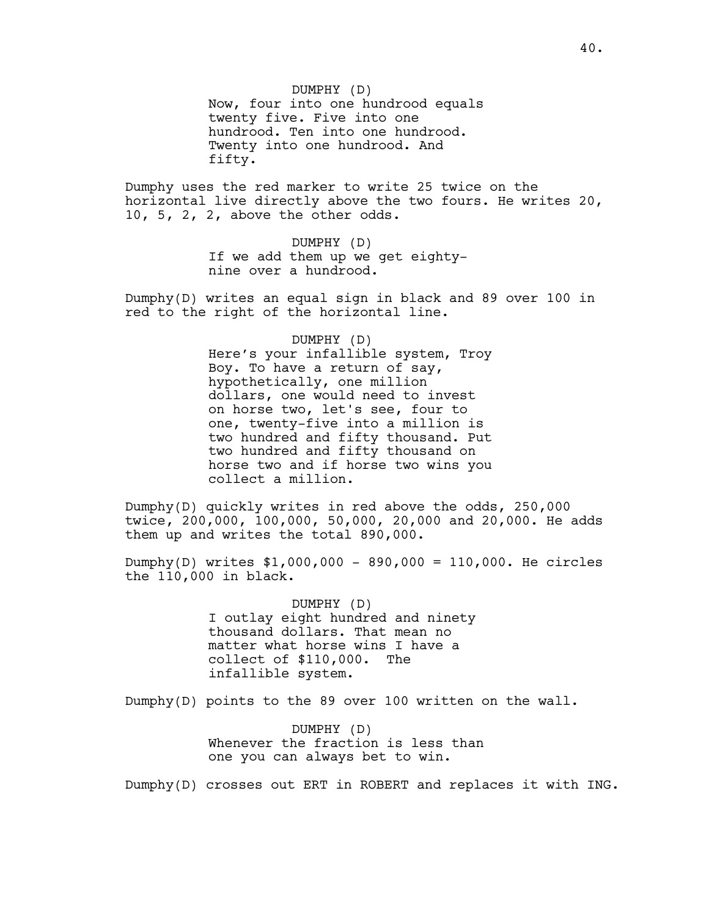DUMPHY (D)
Now, four into one hundrood equals twenty five. Five into one hundrood. Ten into one hundrood. Twenty into one hundrood. And fifty.

Dumphy uses the red marker to write 25 twice on the horizontal live directly above the two fours. He writes 20, 10, 5, 2, 2, above the other odds.

DUMPHY (D)
If we add them up we get eighty-nine over a hundrood.

Dumphy(D) writes an equal sign in black and 89 over 100 in red to the right of the horizontal line.

DUMPHY (D)
Here's your infallible system, Troy Boy. To have a return of say, hypothetically, one million dollars, one would need to invest on horse two, let's see, four to one, twenty-five into a million is two hundred and fifty thousand. Put two hundred and fifty thousand on horse two and if horse two wins you collect a million.

Dumphy(D) quickly writes in red above the odds, 250,000 twice, 200,000, 100,000, 50,000, 20,000 and 20,000. He adds them up and writes the total 890,000.

Dumphy(D) writes $1,000,000 - 890,000 = 110,000. He circles the 110,000 in black.

DUMPHY (D)
I outlay eight hundred and ninety thousand dollars. That mean no matter what horse wins I have a collect of $110,000. The infallible system.

Dumphy(D) points to the 89 over 100 written on the wall.

DUMPHY (D)
Whenever the fraction is less than one you can always bet to win.

Dumphy(D) crosses out ERT in ROBERT and replaces it with ING.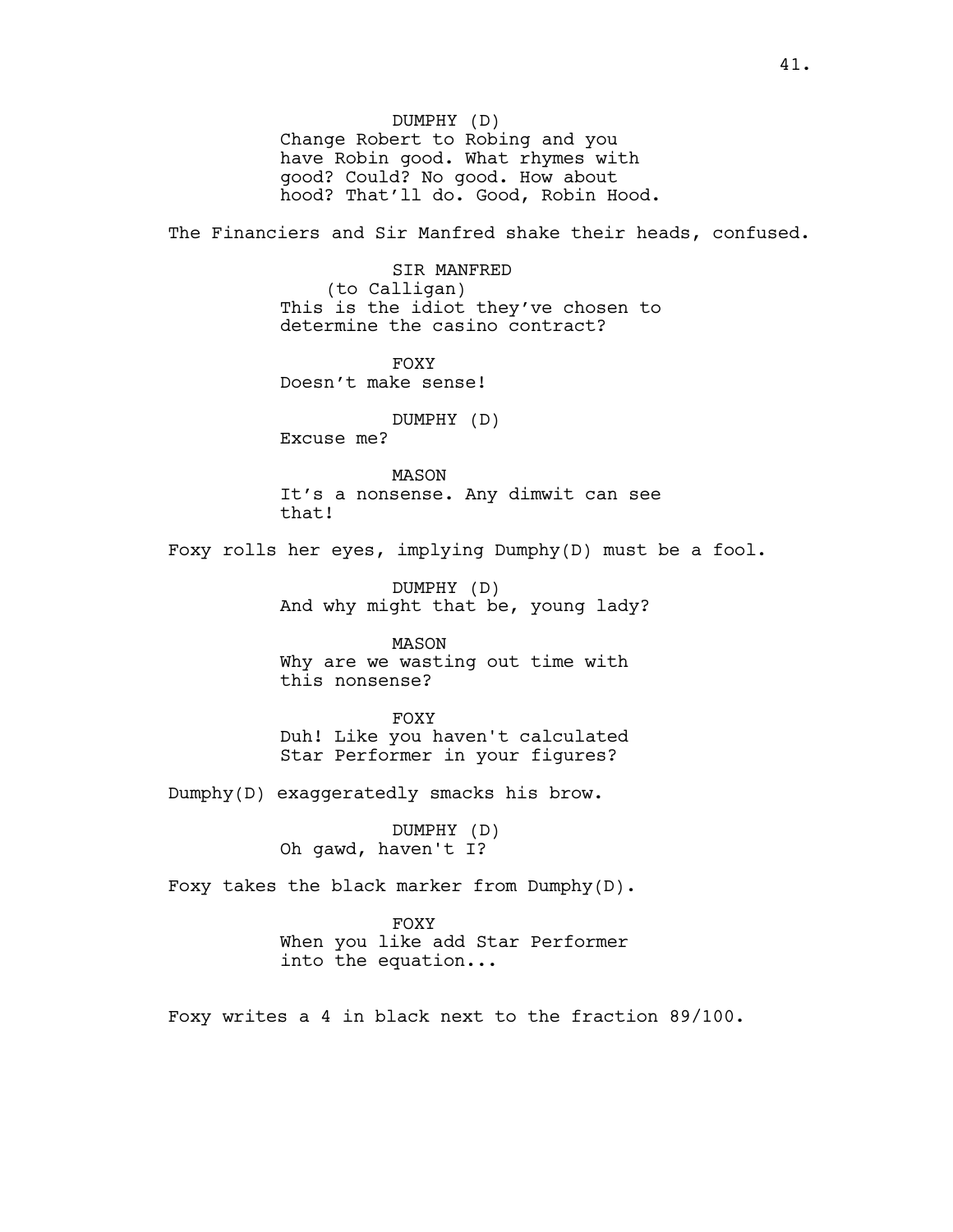DUMPHY (D)
Change Robert to Robing and you have Robin good. What rhymes with good? Could? No good. How about hood? That'll do. Good, Robin Hood.

The Financiers and Sir Manfred shake their heads, confused.

SIR MANFRED
(to Calligan)
This is the idiot they've chosen to determine the casino contract?

FOXY
Doesn't make sense!

DUMPHY (D)
Excuse me?

MASON
It's a nonsense. Any dimwit can see that!

Foxy rolls her eyes, implying Dumphy(D) must be a fool.

DUMPHY (D)
And why might that be, young lady?

MASON
Why are we wasting out time with this nonsense?

FOXY
Duh! Like you haven't calculated Star Performer in your figures?

Dumphy(D) exaggeratedly smacks his brow.

DUMPHY (D)
Oh gawd, haven't I?

Foxy takes the black marker from Dumphy(D).

FOXY
When you like add Star Performer into the equation...

Foxy writes a 4 in black next to the fraction 89/100.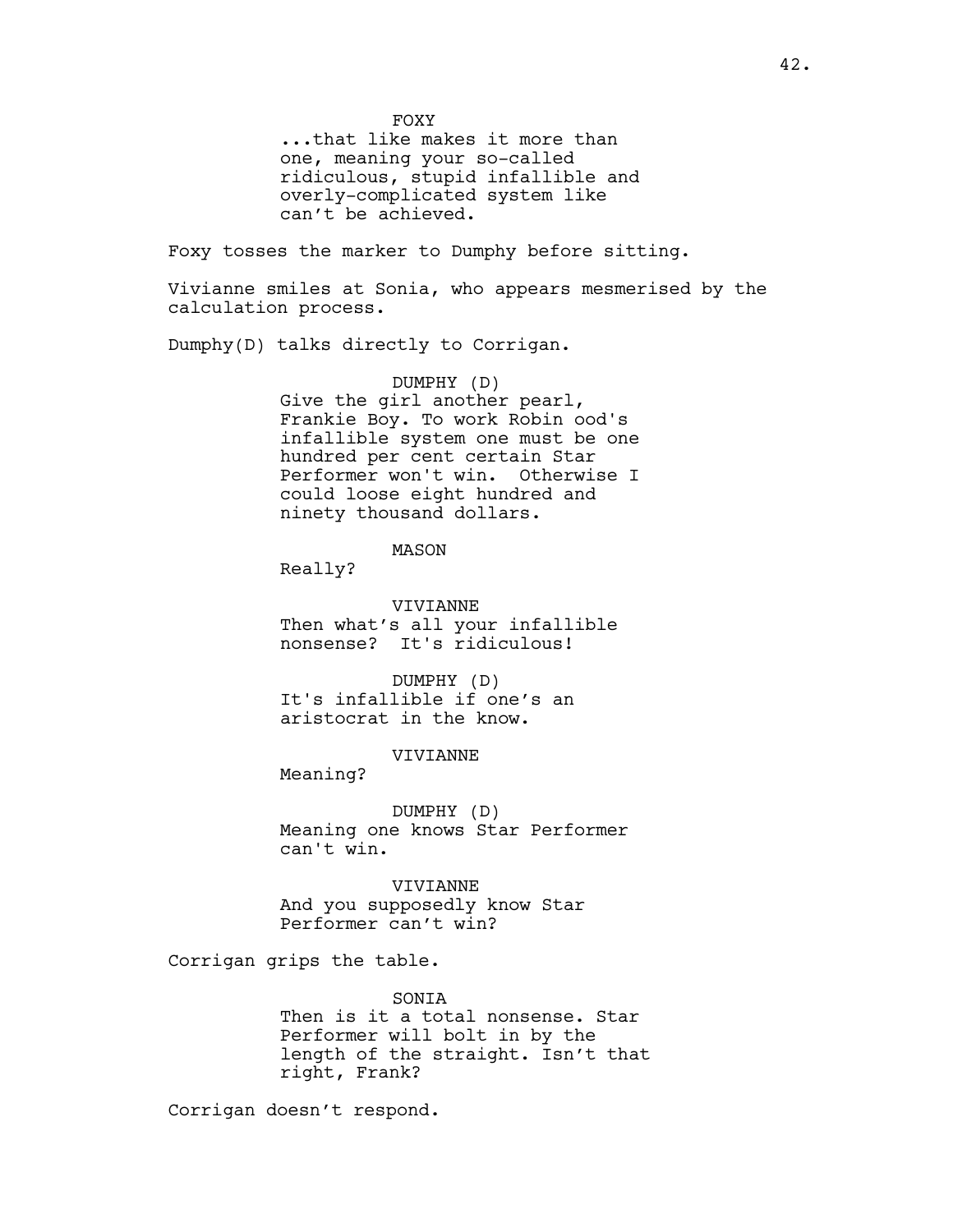FOXY

...that like makes it more than one, meaning your so-called ridiculous, stupid infallible and overly-complicated system like can't be achieved.

Foxy tosses the marker to Dumphy before sitting.

Vivianne smiles at Sonia, who appears mesmerised by the calculation process.

Dumphy(D) talks directly to Corrigan.

DUMPHY (D)

Give the girl another pearl, Frankie Boy. To work Robin ood's infallible system one must be one hundred per cent certain Star Performer won't win. Otherwise I could loose eight hundred and ninety thousand dollars.

MASON

Really?

VIVIANNE

Then what's all your infallible nonsense? It's ridiculous!

DUMPHY (D)

It's infallible if one's an aristocrat in the know.

VIVIANNE

Meaning?

DUMPHY (D)

Meaning one knows Star Performer can't win.

VIVIANNE

And you supposedly know Star Performer can't win?

Corrigan grips the table.

SONIA

Then is it a total nonsense. Star Performer will bolt in by the length of the straight. Isn't that right, Frank?

Corrigan doesn't respond.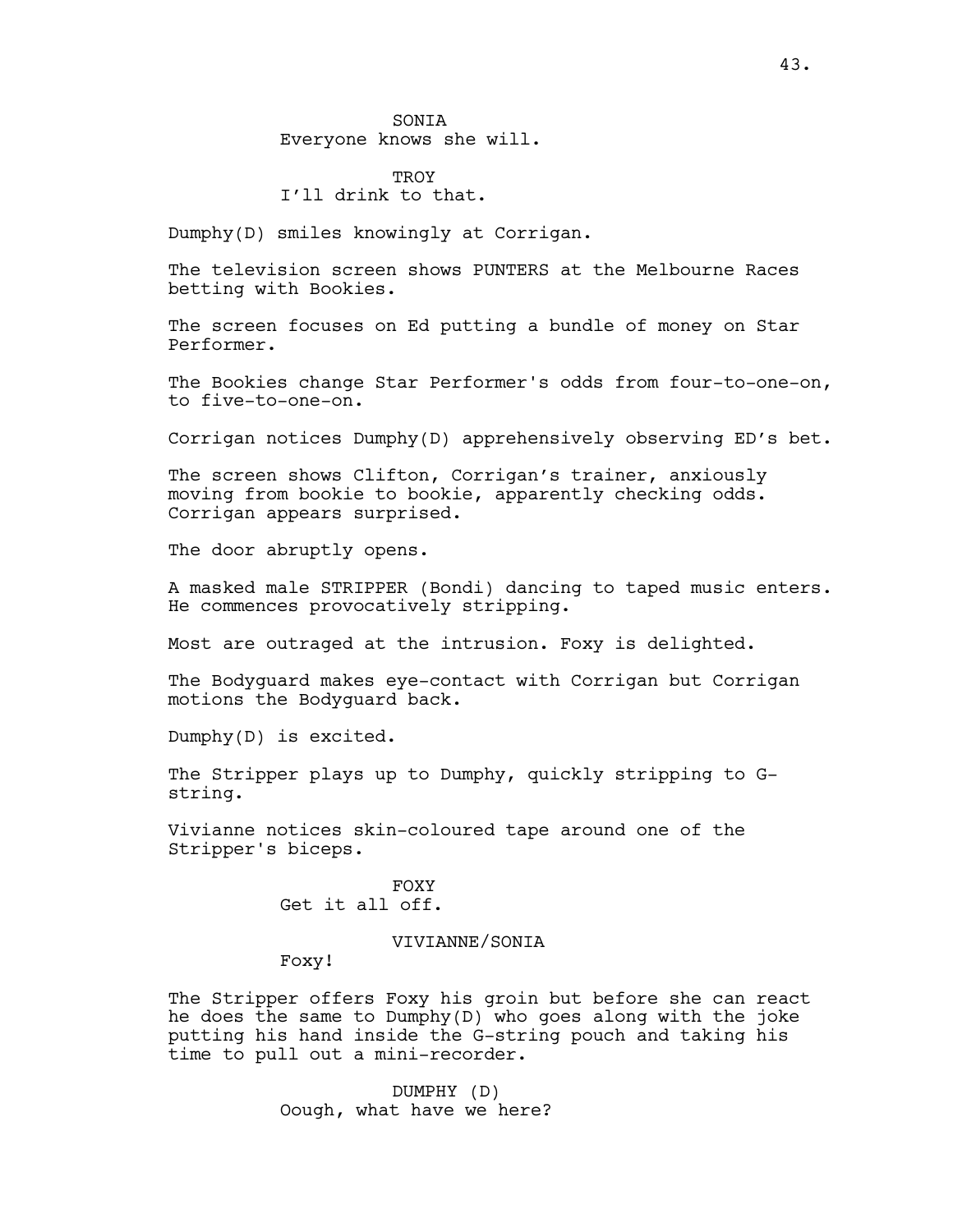SONIA
Everyone knows she will.

TROY
I'll drink to that.

Dumphy(D) smiles knowingly at Corrigan.

The television screen shows PUNTERS at the Melbourne Races betting with Bookies.

The screen focuses on Ed putting a bundle of money on Star Performer.

The Bookies change Star Performer's odds from four-to-one-on, to five-to-one-on.

Corrigan notices Dumphy(D) apprehensively observing ED's bet.

The screen shows Clifton, Corrigan's trainer, anxiously moving from bookie to bookie, apparently checking odds. Corrigan appears surprised.

The door abruptly opens.

A masked male STRIPPER (Bondi) dancing to taped music enters. He commences provocatively stripping.

Most are outraged at the intrusion. Foxy is delighted.

The Bodyguard makes eye-contact with Corrigan but Corrigan motions the Bodyguard back.

Dumphy(D) is excited.

The Stripper plays up to Dumphy, quickly stripping to G-string.

Vivianne notices skin-coloured tape around one of the Stripper's biceps.

FOXY
Get it all off.

VIVIANNE/SONIA
Foxy!

The Stripper offers Foxy his groin but before she can react he does the same to Dumphy(D) who goes along with the joke putting his hand inside the G-string pouch and taking his time to pull out a mini-recorder.

DUMPHY (D)
Oough, what have we here?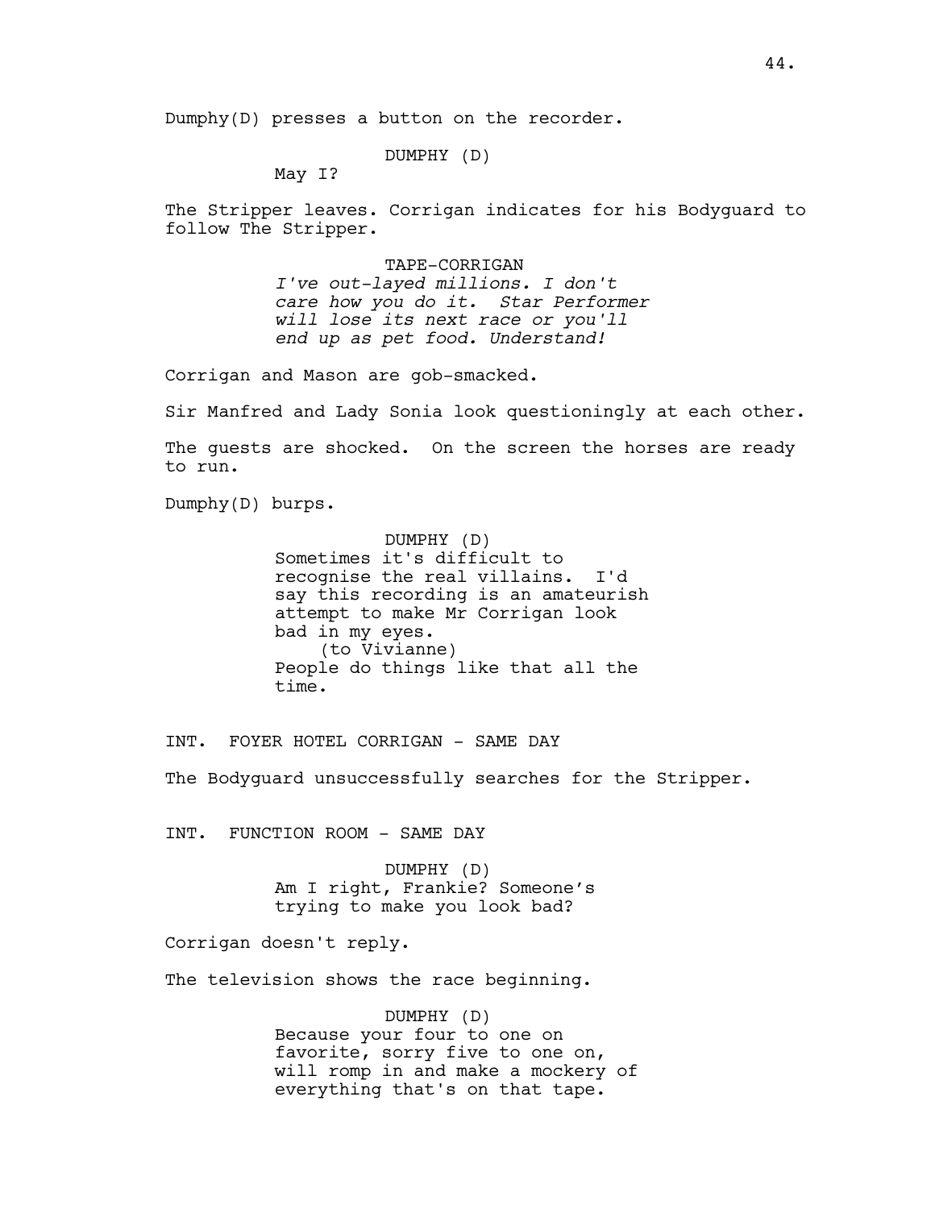Dumphy(D) presses a button on the recorder.

DUMPHY (D)
May I?

The Stripper leaves. Corrigan indicates for his Bodyguard to follow The Stripper.

TAPE-CORRIGAN
*I've out-layed millions. I don't care how you do it. Star Performer will lose its next race or you'll end up as pet food. Understand!*

Corrigan and Mason are gob-smacked.

Sir Manfred and Lady Sonia look questioningly at each other.

The guests are shocked. On the screen the horses are ready to run.

Dumphy(D) burps.

DUMPHY (D)
Sometimes it's difficult to recognise the real villains. I'd say this recording is an amateurish attempt to make Mr Corrigan look bad in my eyes.
(to Vivianne)
People do things like that all the time.

INT. FOYER HOTEL CORRIGAN - SAME DAY

The Bodyguard unsuccessfully searches for the Stripper.

INT. FUNCTION ROOM - SAME DAY

DUMPHY (D)
Am I right, Frankie? Someone's trying to make you look bad?

Corrigan doesn't reply.

The television shows the race beginning.

DUMPHY (D)
Because your four to one on favorite, sorry five to one on, will romp in and make a mockery of everything that's on that tape.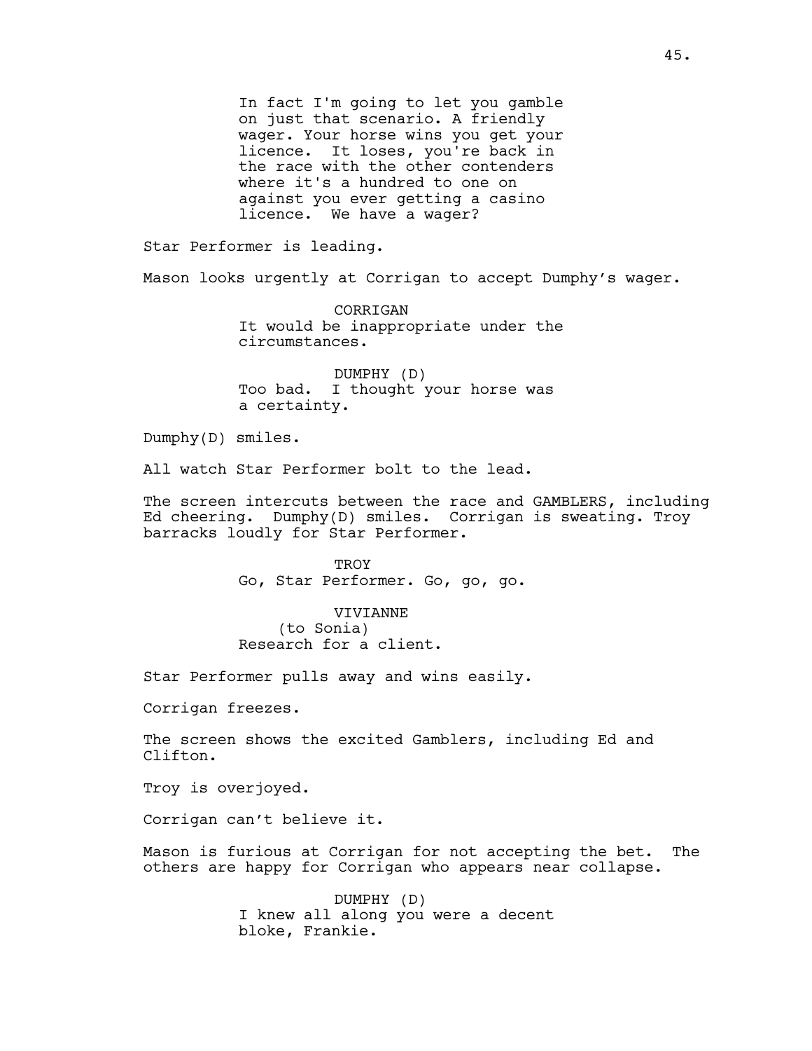In fact I'm going to let you gamble on just that scenario. A friendly wager. Your horse wins you get your licence. It loses, you're back in the race with the other contenders where it's a hundred to one on against you ever getting a casino licence. We have a wager?

Star Performer is leading.

Mason looks urgently at Corrigan to accept Dumphy's wager.

CORRIGAN
It would be inappropriate under the circumstances.

DUMPHY (D)
Too bad. I thought your horse was a certainty.

Dumphy(D) smiles.

All watch Star Performer bolt to the lead.

The screen intercuts between the race and GAMBLERS, including Ed cheering. Dumphy(D) smiles. Corrigan is sweating. Troy barracks loudly for Star Performer.

TROY
Go, Star Performer. Go, go, go.

VIVIANNE
(to Sonia)
Research for a client.

Star Performer pulls away and wins easily.

Corrigan freezes.

The screen shows the excited Gamblers, including Ed and Clifton.

Troy is overjoyed.

Corrigan can't believe it.

Mason is furious at Corrigan for not accepting the bet. The others are happy for Corrigan who appears near collapse.

DUMPHY (D)
I knew all along you were a decent bloke, Frankie.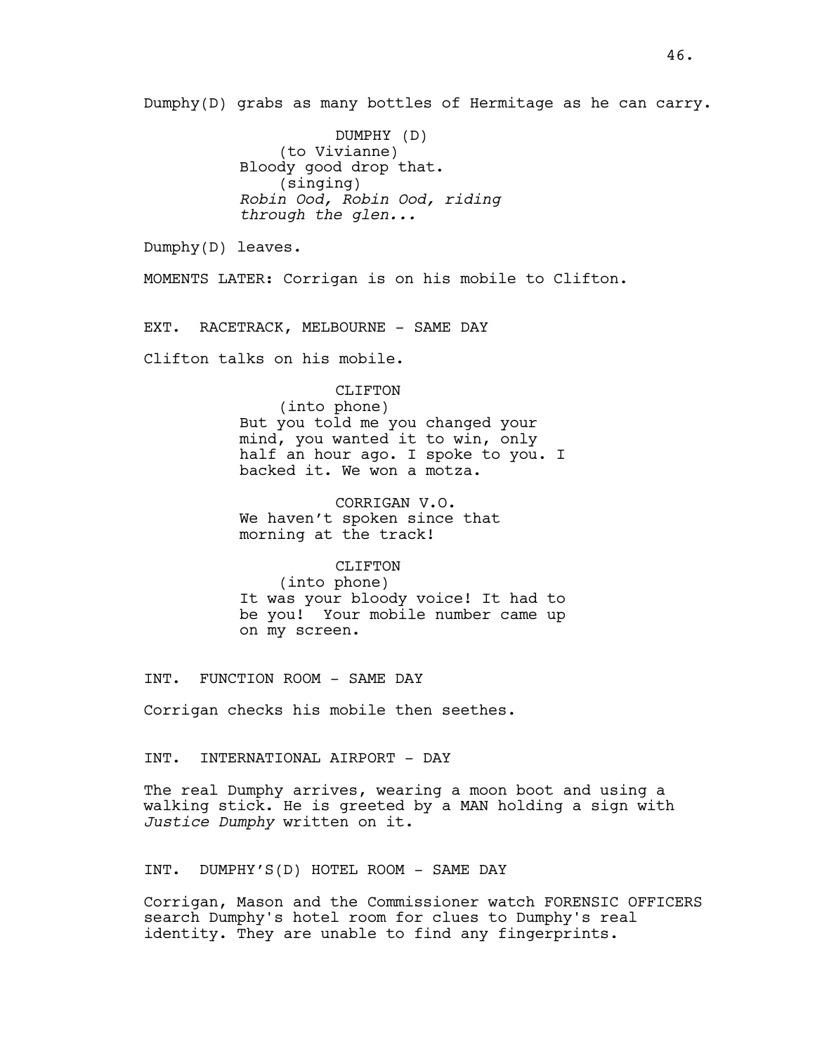Dumphy(D) grabs as many bottles of Hermitage as he can carry.

DUMPHY (D)
(to Vivianne)
Bloody good drop that.
(singing)
*Robin Ood, Robin Ood, riding through the glen...*

Dumphy(D) leaves.

MOMENTS LATER: Corrigan is on his mobile to Clifton.

EXT. RACETRACK, MELBOURNE - SAME DAY

Clifton talks on his mobile.

CLIFTON
(into phone)
But you told me you changed your mind, you wanted it to win, only half an hour ago. I spoke to you. I backed it. We won a motza.

CORRIGAN V.O.
We haven't spoken since that morning at the track!

CLIFTON
(into phone)
It was your bloody voice! It had to be you! Your mobile number came up on my screen.

INT. FUNCTION ROOM - SAME DAY

Corrigan checks his mobile then seethes.

INT. INTERNATIONAL AIRPORT - DAY

The real Dumphy arrives, wearing a moon boot and using a walking stick. He is greeted by a MAN holding a sign with *Justice Dumphy* written on it.

INT. DUMPHY'S(D) HOTEL ROOM - SAME DAY

Corrigan, Mason and the Commissioner watch FORENSIC OFFICERS search Dumphy's hotel room for clues to Dumphy's real identity. They are unable to find any fingerprints.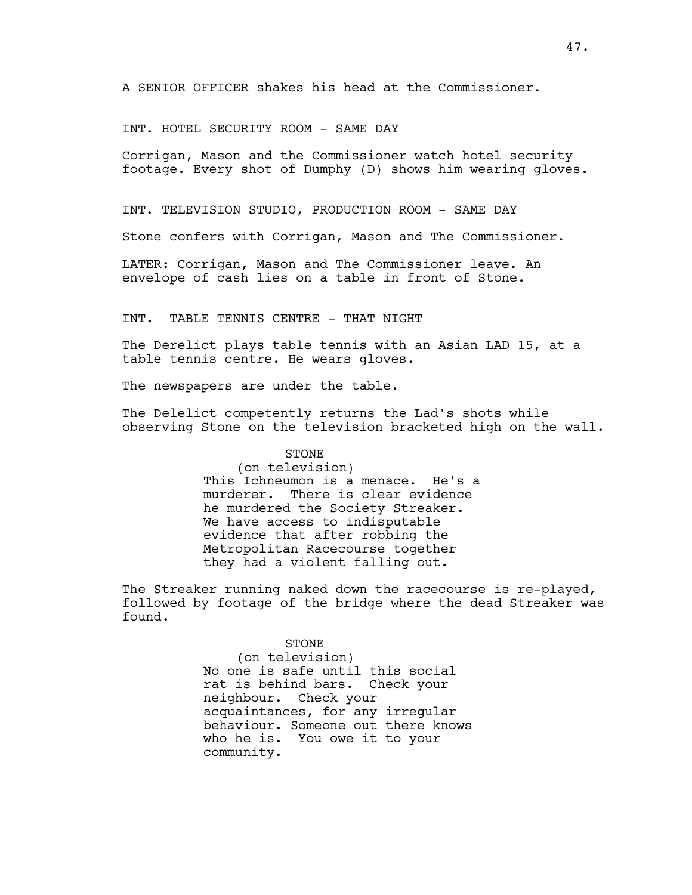A SENIOR OFFICER shakes his head at the Commissioner.

INT. HOTEL SECURITY ROOM - SAME DAY

Corrigan, Mason and the Commissioner watch hotel security footage. Every shot of Dumphy (D) shows him wearing gloves.

INT. TELEVISION STUDIO, PRODUCTION ROOM - SAME DAY

Stone confers with Corrigan, Mason and The Commissioner.

LATER: Corrigan, Mason and The Commissioner leave. An envelope of cash lies on a table in front of Stone.

INT.  TABLE TENNIS CENTRE - THAT NIGHT

The Derelict plays table tennis with an Asian LAD 15, at a table tennis centre. He wears gloves.

The newspapers are under the table.

The Delelict competently returns the Lad's shots while observing Stone on the television bracketed high on the wall.

STONE
(on television)
This Ichneumon is a menace.  He's a murderer.  There is clear evidence he murdered the Society Streaker. We have access to indisputable evidence that after robbing the Metropolitan Racecourse together they had a violent falling out.

The Streaker running naked down the racecourse is re-played, followed by footage of the bridge where the dead Streaker was found.

STONE
(on television)
No one is safe until this social rat is behind bars.  Check your neighbour.  Check your acquaintances, for any irregular behaviour. Someone out there knows who he is.  You owe it to your community.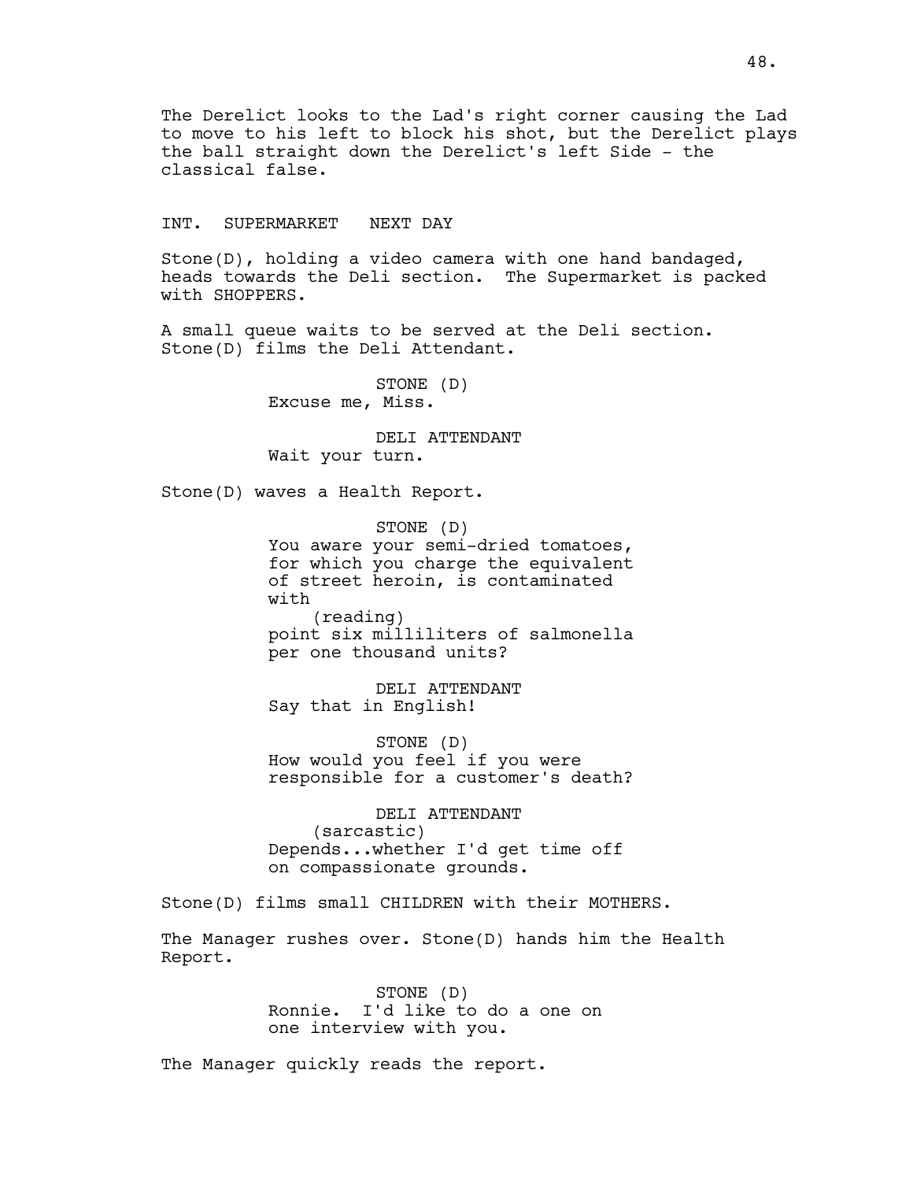The Derelict looks to the Lad's right corner causing the Lad to move to his left to block his shot, but the Derelict plays the ball straight down the Derelict's left Side - the classical false.

INT. SUPERMARKET NEXT DAY

Stone(D), holding a video camera with one hand bandaged, heads towards the Deli section. The Supermarket is packed with SHOPPERS.

A small queue waits to be served at the Deli section. Stone(D) films the Deli Attendant.

STONE (D)
Excuse me, Miss.

DELI ATTENDANT
Wait your turn.

Stone(D) waves a Health Report.

STONE (D)
You aware your semi-dried tomatoes, for which you charge the equivalent of street heroin, is contaminated with
(reading)
point six milliliters of salmonella per one thousand units?

DELI ATTENDANT
Say that in English!

STONE (D)
How would you feel if you were responsible for a customer's death?

DELI ATTENDANT
(sarcastic)
Depends...whether I'd get time off on compassionate grounds.

Stone(D) films small CHILDREN with their MOTHERS.

The Manager rushes over. Stone(D) hands him the Health Report.

STONE (D)
Ronnie. I'd like to do a one on one interview with you.

The Manager quickly reads the report.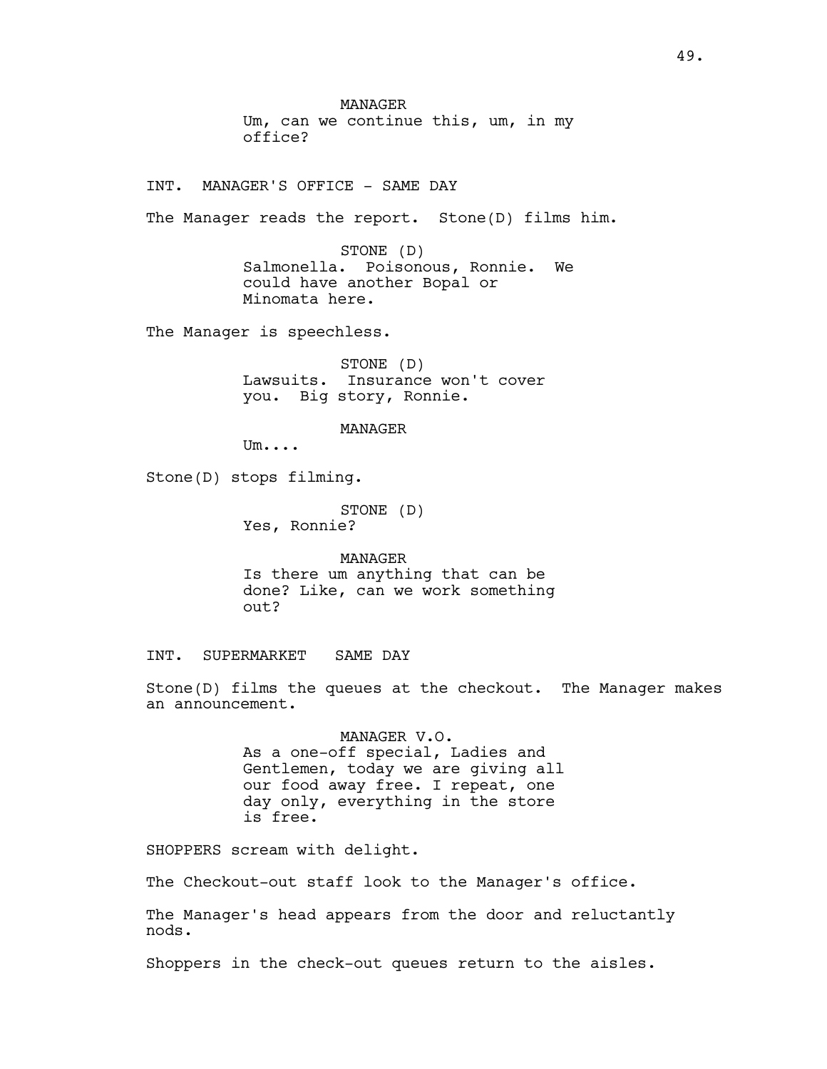MANAGER
Um, can we continue this, um, in my office?

INT. MANAGER'S OFFICE - SAME DAY

The Manager reads the report. Stone(D) films him.

STONE (D)
Salmonella. Poisonous, Ronnie. We could have another Bopal or Minomata here.

The Manager is speechless.

STONE (D)
Lawsuits. Insurance won't cover you. Big story, Ronnie.

MANAGER
Um....

Stone(D) stops filming.

STONE (D)
Yes, Ronnie?

MANAGER
Is there um anything that can be done? Like, can we work something out?

INT. SUPERMARKET SAME DAY

Stone(D) films the queues at the checkout. The Manager makes an announcement.

MANAGER V.O.
As a one-off special, Ladies and Gentlemen, today we are giving all our food away free. I repeat, one day only, everything in the store is free.

SHOPPERS scream with delight.

The Checkout-out staff look to the Manager's office.

The Manager's head appears from the door and reluctantly nods.

Shoppers in the check-out queues return to the aisles.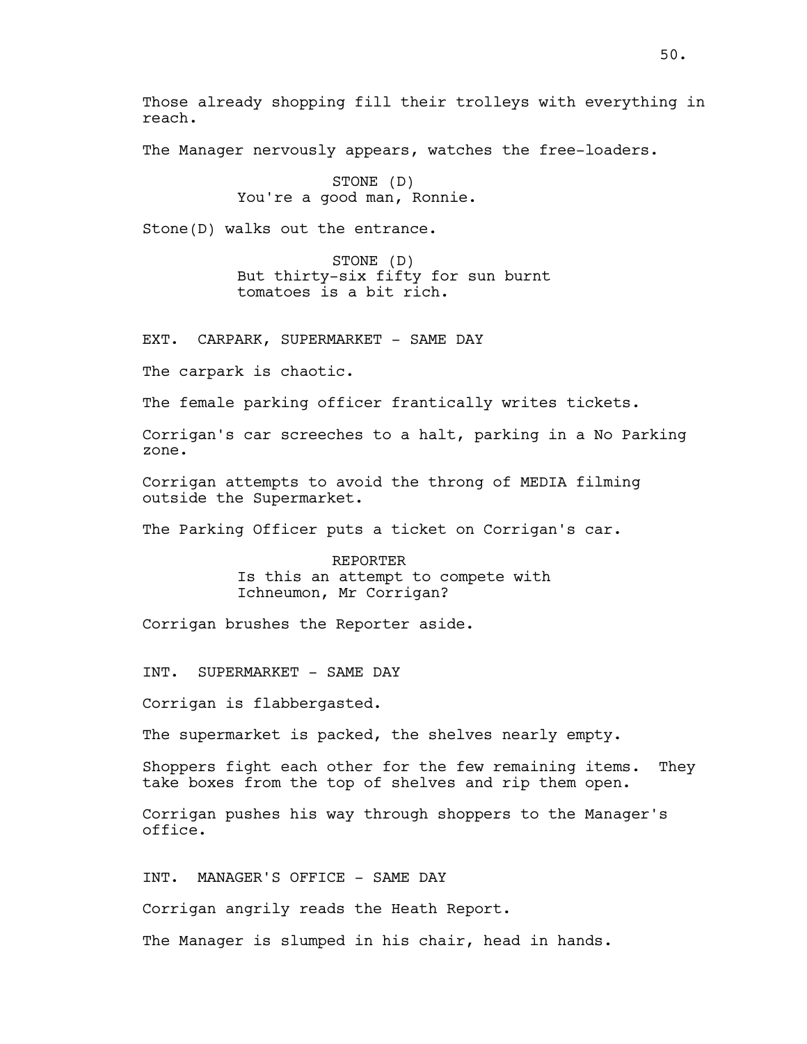Those already shopping fill their trolleys with everything in reach.

The Manager nervously appears, watches the free-loaders.

STONE (D)
You're a good man, Ronnie.

Stone(D) walks out the entrance.

STONE (D)
But thirty-six fifty for sun burnt tomatoes is a bit rich.

EXT. CARPARK, SUPERMARKET - SAME DAY

The carpark is chaotic.

The female parking officer frantically writes tickets.

Corrigan's car screeches to a halt, parking in a No Parking zone.

Corrigan attempts to avoid the throng of MEDIA filming outside the Supermarket.

The Parking Officer puts a ticket on Corrigan's car.

REPORTER
Is this an attempt to compete with Ichneumon, Mr Corrigan?

Corrigan brushes the Reporter aside.

INT. SUPERMARKET - SAME DAY

Corrigan is flabbergasted.

The supermarket is packed, the shelves nearly empty.

Shoppers fight each other for the few remaining items. They take boxes from the top of shelves and rip them open.

Corrigan pushes his way through shoppers to the Manager's office.

INT. MANAGER'S OFFICE - SAME DAY

Corrigan angrily reads the Heath Report.

The Manager is slumped in his chair, head in hands.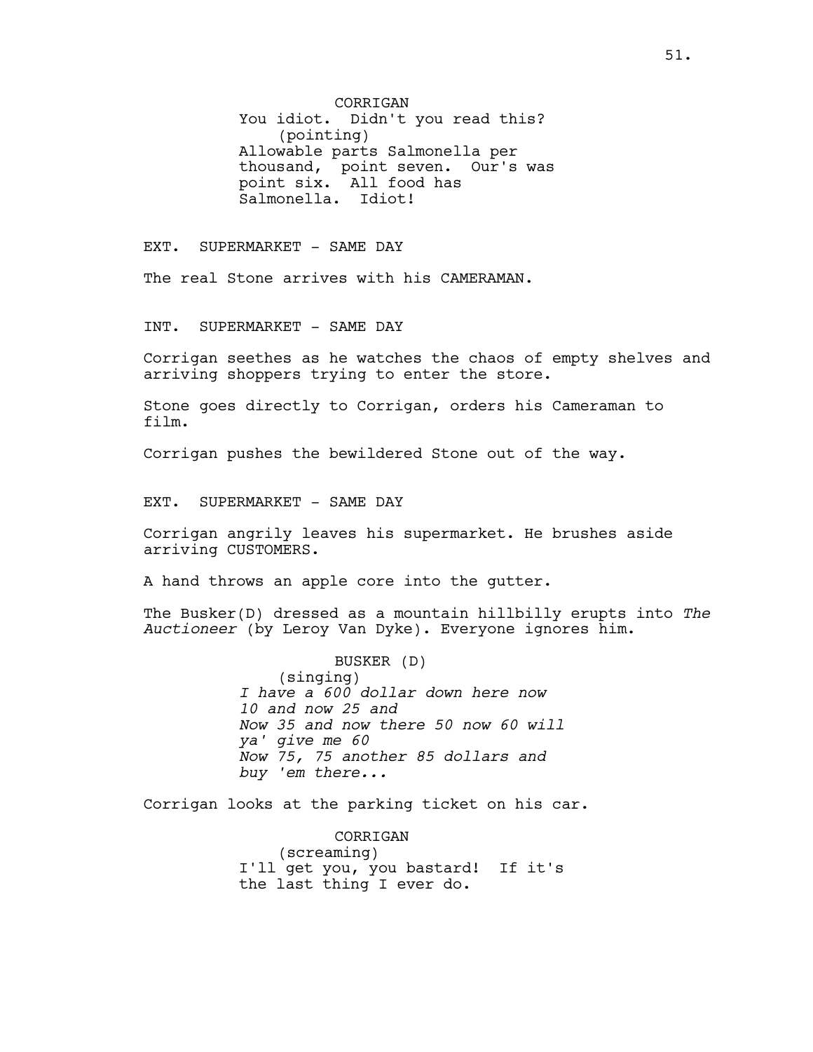CORRIGAN
You idiot. Didn't you read this?
(pointing)
Allowable parts Salmonella per thousand, point seven. Our's was point six. All food has Salmonella. Idiot!

EXT. SUPERMARKET - SAME DAY

The real Stone arrives with his CAMERAMAN.

INT. SUPERMARKET - SAME DAY

Corrigan seethes as he watches the chaos of empty shelves and arriving shoppers trying to enter the store.

Stone goes directly to Corrigan, orders his Cameraman to film.

Corrigan pushes the bewildered Stone out of the way.

EXT. SUPERMARKET - SAME DAY

Corrigan angrily leaves his supermarket. He brushes aside arriving CUSTOMERS.

A hand throws an apple core into the gutter.

The Busker(D) dressed as a mountain hillbilly erupts into *The Auctioneer* (by Leroy Van Dyke). Everyone ignores him.

BUSKER (D)
(singing)
*I have a 600 dollar down here now*
*10 and now 25 and*
*Now 35 and now there 50 now 60 will ya' give me 60*
*Now 75, 75 another 85 dollars and buy 'em there...*

Corrigan looks at the parking ticket on his car.

CORRIGAN
(screaming)
I'll get you, you bastard! If it's the last thing I ever do.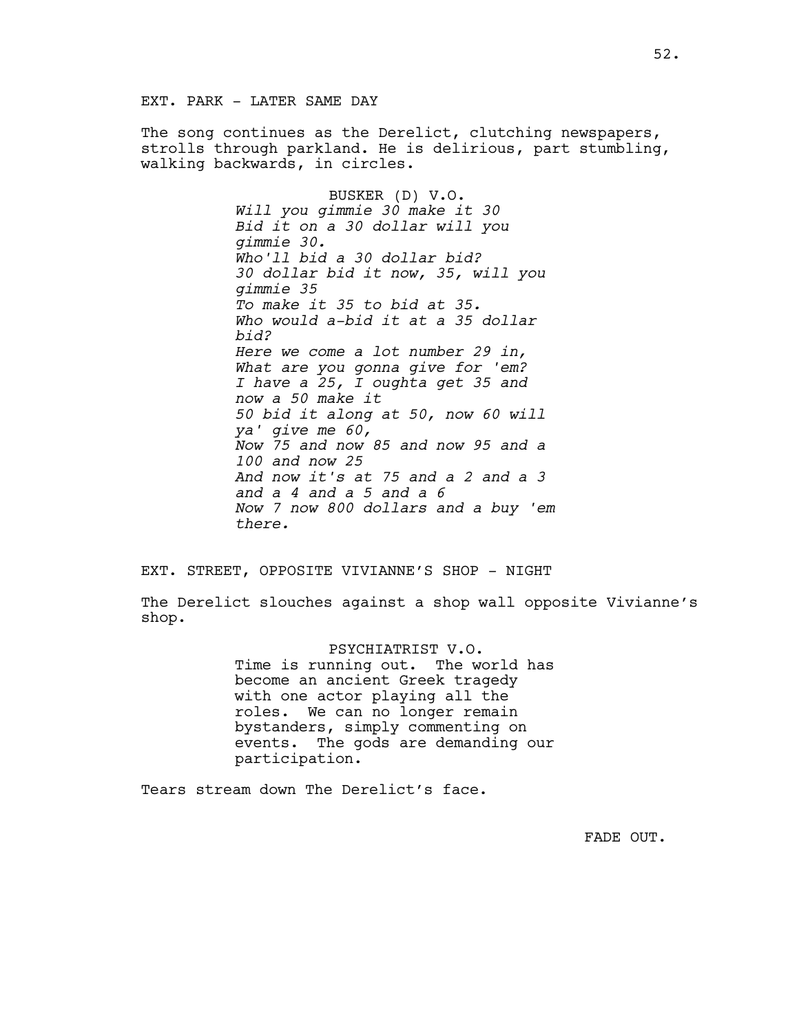EXT. PARK - LATER SAME DAY

The song continues as the Derelict, clutching newspapers, strolls through parkland. He is delirious, part stumbling, walking backwards, in circles.

BUSKER (D) V.O.

*Will you gimmie 30 make it 30*
*Bid it on a 30 dollar will you gimmie 30.*
*Who'll bid a 30 dollar bid?*
*30 dollar bid it now, 35, will you gimmie 35*
*To make it 35 to bid at 35.*
*Who would a-bid it at a 35 dollar bid?*
*Here we come a lot number 29 in,*
*What are you gonna give for 'em?*
*I have a 25, I oughta get 35 and now a 50 make it*
*50 bid it along at 50, now 60 will ya' give me 60,*
*Now 75 and now 85 and now 95 and a 100 and now 25*
*And now it's at 75 and a 2 and a 3 and a 4 and a 5 and a 6*
*Now 7 now 800 dollars and a buy 'em there.*

EXT. STREET, OPPOSITE VIVIANNE'S SHOP - NIGHT

The Derelict slouches against a shop wall opposite Vivianne's shop.

PSYCHIATRIST V.O.

Time is running out. The world has become an ancient Greek tragedy with one actor playing all the roles. We can no longer remain bystanders, simply commenting on events. The gods are demanding our participation.

Tears stream down The Derelict's face.

FADE OUT.